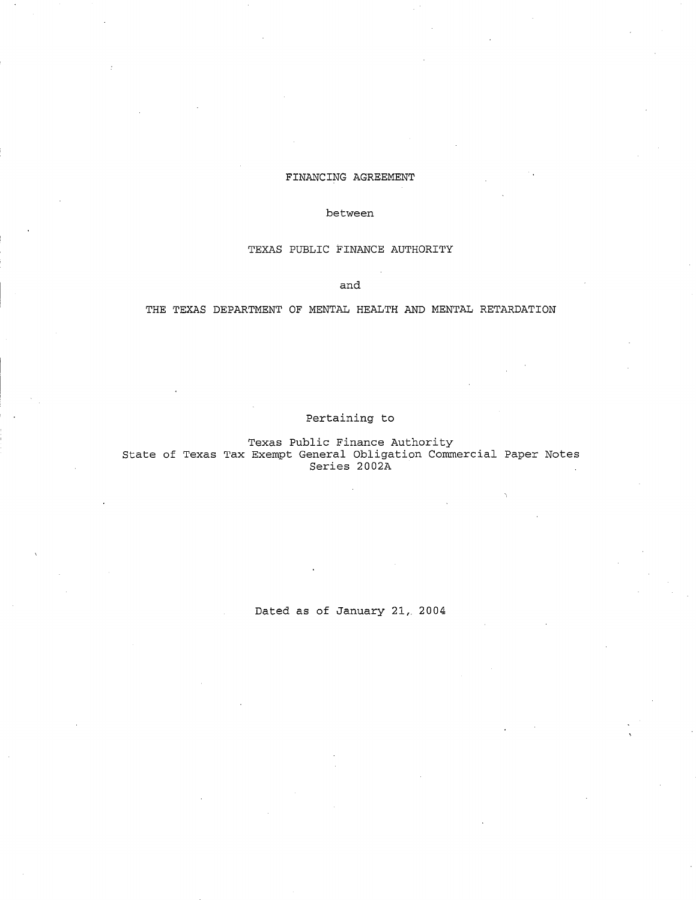# FINANCING AGREEMENT

between

TEXAS PUBLIC FINANCE AUTHORITY

and

THE TEXAS DEPARTMENT OF MENTAL HEALTH AND MENTAL RETARDATION

Pertaining to

Texas Public Finance Authority
State of Texas Tax Exempt General Obligation Commercial Paper Notes
Series 2002A

Dated as of January 21, 2004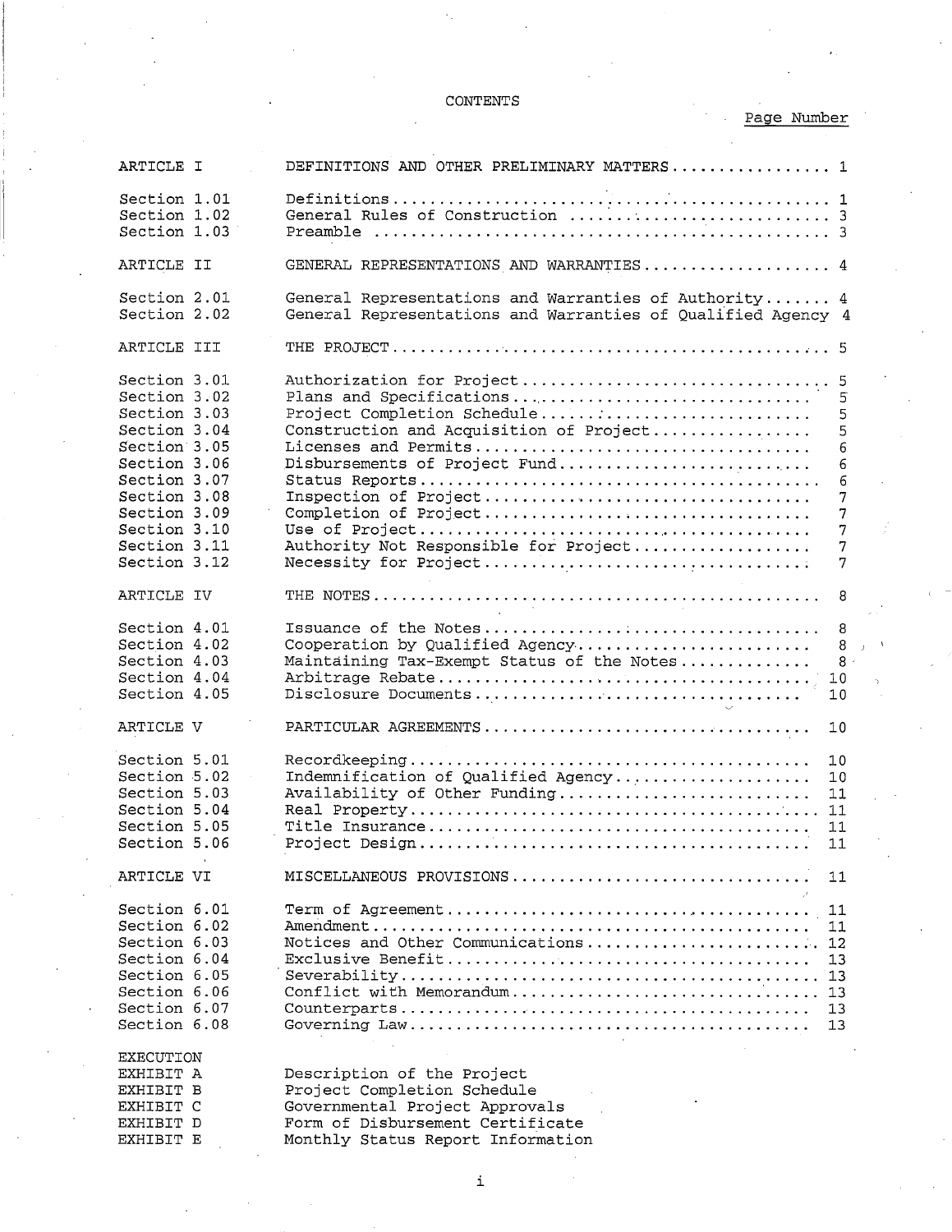# CONTENTS

| | | Page Number |
|---|---|---|
| ARTICLE I | DEFINITIONS AND OTHER PRELIMINARY MATTERS | 1 |
| Section 1.01 | Definitions | 1 |
| Section 1.02 | General Rules of Construction | 3 |
| Section 1.03 | Preamble | 3 |
| ARTICLE II | GENERAL REPRESENTATIONS AND WARRANTIES | 4 |
| Section 2.01 | General Representations and Warranties of Authority | 4 |
| Section 2.02 | General Representations and Warranties of Qualified Agency | 4 |
| ARTICLE III | THE PROJECT | 5 |
| Section 3.01 | Authorization for Project | 5 |
| Section 3.02 | Plans and Specifications | 5 |
| Section 3.03 | Project Completion Schedule | 5 |
| Section 3.04 | Construction and Acquisition of Project | 5 |
| Section 3.05 | Licenses and Permits | 6 |
| Section 3.06 | Disbursements of Project Fund | 6 |
| Section 3.07 | Status Reports | 6 |
| Section 3.08 | Inspection of Project | 7 |
| Section 3.09 | Completion of Project | 7 |
| Section 3.10 | Use of Project | 7 |
| Section 3.11 | Authority Not Responsible for Project | 7 |
| Section 3.12 | Necessity for Project | 7 |
| ARTICLE IV | THE NOTES | 8 |
| Section 4.01 | Issuance of the Notes | 8 |
| Section 4.02 | Cooperation by Qualified Agency | 8 |
| Section 4.03 | Maintaining Tax-Exempt Status of the Notes | 8 |
| Section 4.04 | Arbitrage Rebate | 10 |
| Section 4.05 | Disclosure Documents | 10 |
| ARTICLE V | PARTICULAR AGREEMENTS | 10 |
| Section 5.01 | Recordkeeping | 10 |
| Section 5.02 | Indemnification of Qualified Agency | 10 |
| Section 5.03 | Availability of Other Funding | 11 |
| Section 5.04 | Real Property | 11 |
| Section 5.05 | Title Insurance | 11 |
| Section 5.06 | Project Design | 11 |
| ARTICLE VI | MISCELLANEOUS PROVISIONS | 11 |
| Section 6.01 | Term of Agreement | 11 |
| Section 6.02 | Amendment | 11 |
| Section 6.03 | Notices and Other Communications | 12 |
| Section 6.04 | Exclusive Benefit | 13 |
| Section 6.05 | Severability | 13 |
| Section 6.06 | Conflict with Memorandum | 13 |
| Section 6.07 | Counterparts | 13 |
| Section 6.08 | Governing Law | 13 |
| EXECUTION | | |
| EXHIBIT A | Description of the Project | |
| EXHIBIT B | Project Completion Schedule | |
| EXHIBIT C | Governmental Project Approvals | |
| EXHIBIT D | Form of Disbursement Certificate | |
| EXHIBIT E | Monthly Status Report Information | |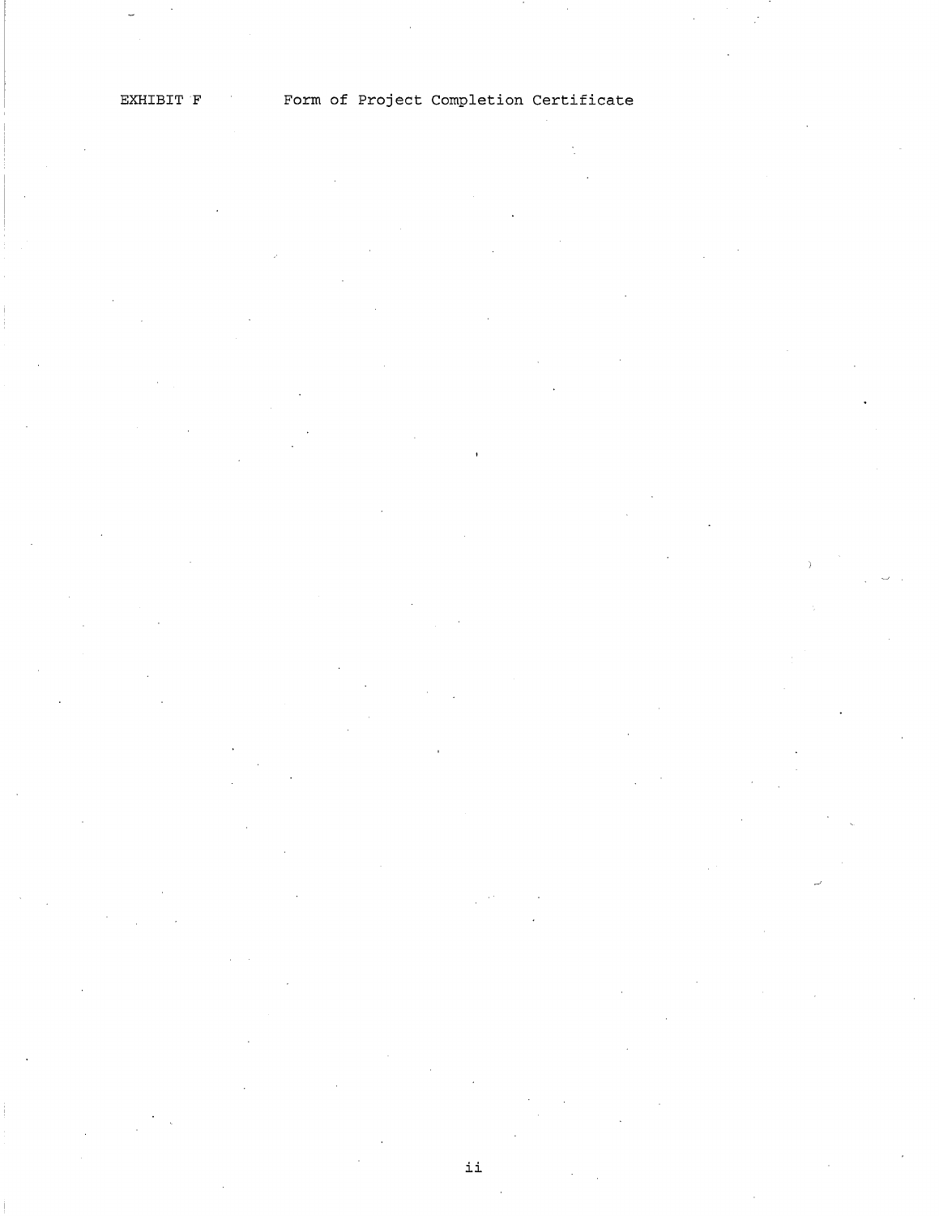EXHIBIT F Form of Project Completion Certificate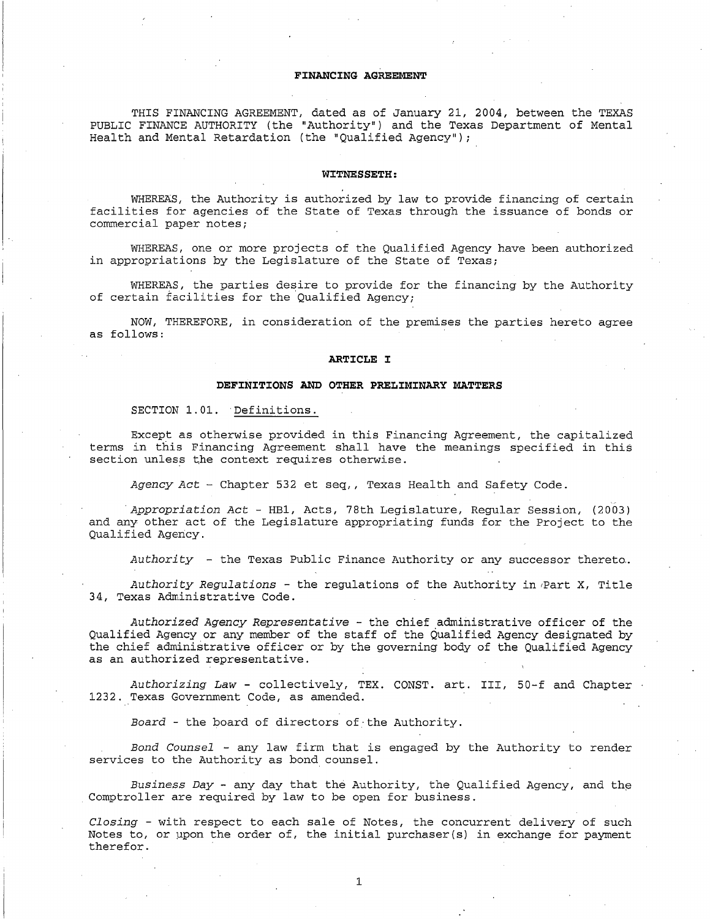# FINANCING AGREEMENT

THIS FINANCING AGREEMENT, dated as of January 21, 2004, between the TEXAS PUBLIC FINANCE AUTHORITY (the "Authority") and the Texas Department of Mental Health and Mental Retardation (the "Qualified Agency");

## WITNESSETH:

WHEREAS, the Authority is authorized by law to provide financing of certain facilities for agencies of the State of Texas through the issuance of bonds or commercial paper notes;

WHEREAS, one or more projects of the Qualified Agency have been authorized in appropriations by the Legislature of the State of Texas;

WHEREAS, the parties desire to provide for the financing by the Authority of certain facilities for the Qualified Agency;

NOW, THEREFORE, in consideration of the premises the parties hereto agree as follows:

## ARTICLE I

## DEFINITIONS AND OTHER PRELIMINARY MATTERS

SECTION 1.01. Definitions.

Except as otherwise provided in this Financing Agreement, the capitalized terms in this Financing Agreement shall have the meanings specified in this section unless the context requires otherwise.

*Agency Act* - Chapter 532 et seq,, Texas Health and Safety Code.

*Appropriation Act* - HB1, Acts, 78th Legislature, Regular Session, (2003) and any other act of the Legislature appropriating funds for the Project to the Qualified Agency.

*Authority* - the Texas Public Finance Authority or any successor thereto.

*Authority Regulations* - the regulations of the Authority in Part X, Title 34, Texas Administrative Code.

*Authorized Agency Representative* - the chief administrative officer of the Qualified Agency or any member of the staff of the Qualified Agency designated by the chief administrative officer or by the governing body of the Qualified Agency as an authorized representative.

*Authorizing Law* - collectively, TEX. CONST. art. III, 50-f and Chapter 1232. Texas Government Code, as amended.

*Board* - the board of directors of the Authority.

*Bond Counsel* - any law firm that is engaged by the Authority to render services to the Authority as bond counsel.

*Business Day* - any day that the Authority, the Qualified Agency, and the Comptroller are required by law to be open for business.

*Closing* - with respect to each sale of Notes, the concurrent delivery of such Notes to, or upon the order of, the initial purchaser(s) in exchange for payment therefor.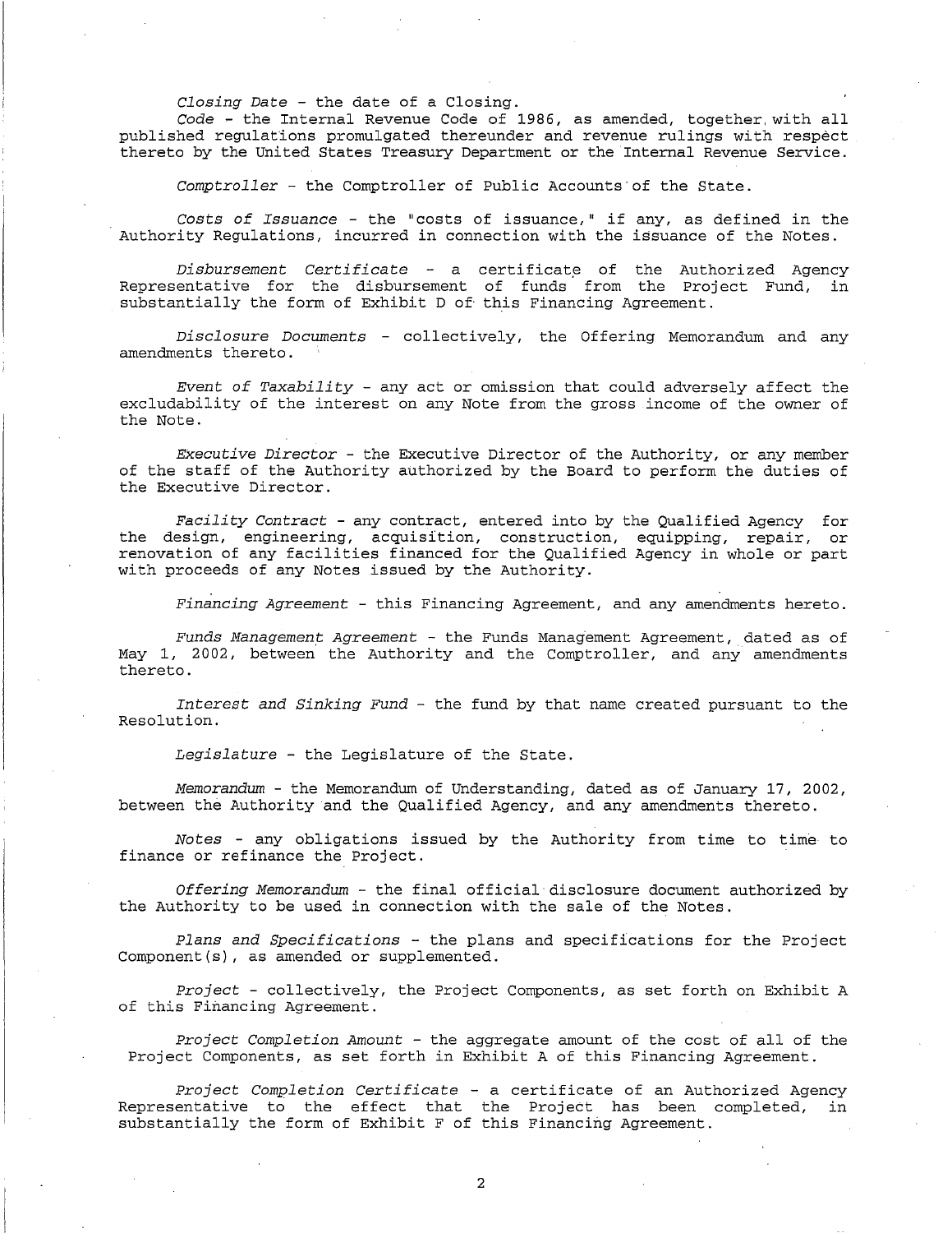*Closing Date* - the date of a Closing.

*Code* - the Internal Revenue Code of 1986, as amended, together with all published regulations promulgated thereunder and revenue rulings with respect thereto by the United States Treasury Department or the Internal Revenue Service.

*Comptroller* - the Comptroller of Public Accounts of the State.

*Costs of Issuance* - the "costs of issuance," if any, as defined in the Authority Regulations, incurred in connection with the issuance of the Notes.

*Disbursement Certificate* - a certificate of the Authorized Agency Representative for the disbursement of funds from the Project Fund, in substantially the form of Exhibit D of this Financing Agreement.

*Disclosure Documents* - collectively, the Offering Memorandum and any amendments thereto.

*Event of Taxability* - any act or omission that could adversely affect the excludability of the interest on any Note from the gross income of the owner of the Note.

*Executive Director* - the Executive Director of the Authority, or any member of the staff of the Authority authorized by the Board to perform the duties of the Executive Director.

*Facility Contract* - any contract, entered into by the Qualified Agency for the design, engineering, acquisition, construction, equipping, repair, or renovation of any facilities financed for the Qualified Agency in whole or part with proceeds of any Notes issued by the Authority.

*Financing Agreement* - this Financing Agreement, and any amendments hereto.

*Funds Management Agreement* - the Funds Management Agreement, dated as of May 1, 2002, between the Authority and the Comptroller, and any amendments thereto.

*Interest and Sinking Fund* - the fund by that name created pursuant to the Resolution.

*Legislature* - the Legislature of the State.

*Memorandum* - the Memorandum of Understanding, dated as of January 17, 2002, between the Authority and the Qualified Agency, and any amendments thereto.

*Notes* - any obligations issued by the Authority from time to time to finance or refinance the Project.

*Offering Memorandum* - the final official disclosure document authorized by the Authority to be used in connection with the sale of the Notes.

*Plans and Specifications* - the plans and specifications for the Project Component(s), as amended or supplemented.

*Project* - collectively, the Project Components, as set forth on Exhibit A of this Financing Agreement.

*Project Completion Amount* - the aggregate amount of the cost of all of the Project Components, as set forth in Exhibit A of this Financing Agreement.

*Project Completion Certificate* - a certificate of an Authorized Agency Representative to the effect that the Project has been completed, in substantially the form of Exhibit F of this Financing Agreement.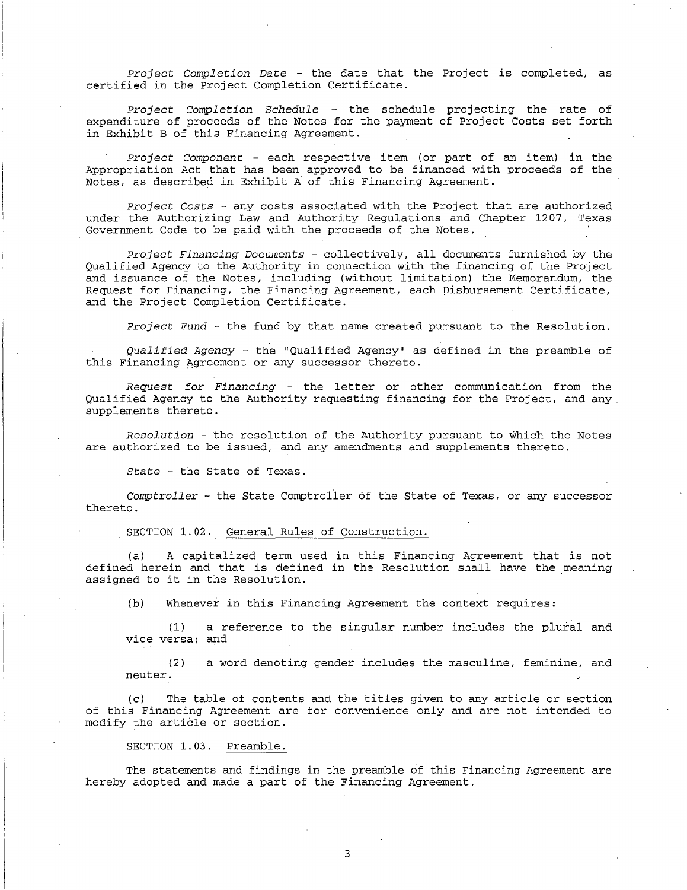*Project Completion Date* - the date that the Project is completed, as certified in the Project Completion Certificate.

*Project Completion Schedule* - the schedule projecting the rate of expenditure of proceeds of the Notes for the payment of Project Costs set forth in Exhibit B of this Financing Agreement.

*Project Component* - each respective item (or part of an item) in the Appropriation Act that has been approved to be financed with proceeds of the Notes, as described in Exhibit A of this Financing Agreement.

*Project Costs* - any costs associated with the Project that are authorized under the Authorizing Law and Authority Regulations and Chapter 1207, Texas Government Code to be paid with the proceeds of the Notes.

*Project Financing Documents* - collectively, all documents furnished by the Qualified Agency to the Authority in connection with the financing of the Project and issuance of the Notes, including (without limitation) the Memorandum, the Request for Financing, the Financing Agreement, each Disbursement Certificate, and the Project Completion Certificate.

*Project Fund* - the fund by that name created pursuant to the Resolution.

*Qualified Agency* - the "Qualified Agency" as defined in the preamble of this Financing Agreement or any successor thereto.

*Request for Financing* - the letter or other communication from the Qualified Agency to the Authority requesting financing for the Project, and any supplements thereto.

*Resolution* - the resolution of the Authority pursuant to which the Notes are authorized to be issued, and any amendments and supplements thereto.

*State* - the State of Texas.

*Comptroller* - the State Comptroller of the State of Texas, or any successor thereto.

SECTION 1.02. General Rules of Construction.

(a) A capitalized term used in this Financing Agreement that is not defined herein and that is defined in the Resolution shall have the meaning assigned to it in the Resolution.

(b) Whenever in this Financing Agreement the context requires:

(1) a reference to the singular number includes the plural and vice versa; and

(2) a word denoting gender includes the masculine, feminine, and neuter.

(c) The table of contents and the titles given to any article or section of this Financing Agreement are for convenience only and are not intended to modify the article or section.

SECTION 1.03. Preamble.

The statements and findings in the preamble of this Financing Agreement are hereby adopted and made a part of the Financing Agreement.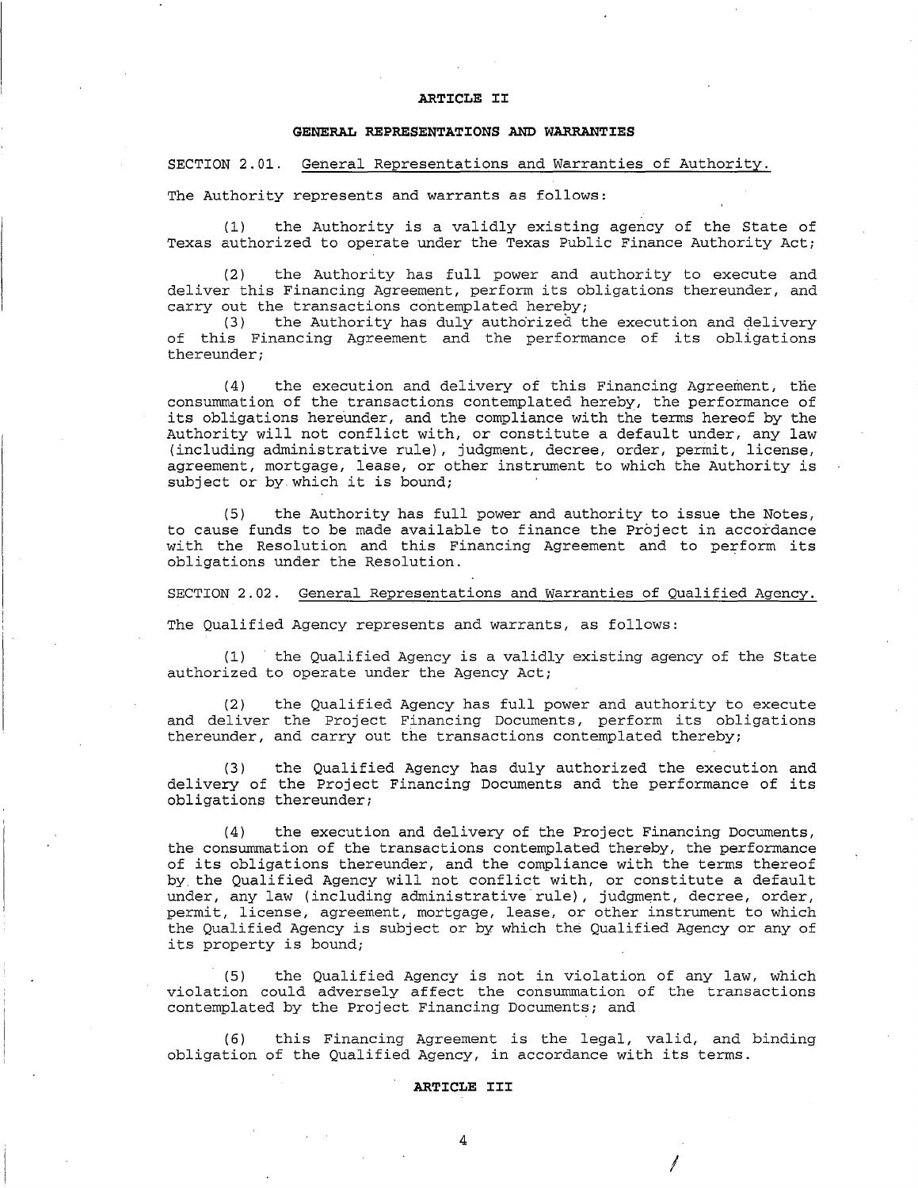## ARTICLE II

### GENERAL REPRESENTATIONS AND WARRANTIES

SECTION 2.01. General Representations and Warranties of Authority.

The Authority represents and warrants as follows:

(1) the Authority is a validly existing agency of the State of Texas authorized to operate under the Texas Public Finance Authority Act;

(2) the Authority has full power and authority to execute and deliver this Financing Agreement, perform its obligations thereunder, and carry out the transactions contemplated hereby;

(3) the Authority has duly authorized the execution and delivery of this Financing Agreement and the performance of its obligations thereunder;

(4) the execution and delivery of this Financing Agreement, the consummation of the transactions contemplated hereby, the performance of its obligations hereunder, and the compliance with the terms hereof by the Authority will not conflict with, or constitute a default under, any law (including administrative rule), judgment, decree, order, permit, license, agreement, mortgage, lease, or other instrument to which the Authority is subject or by which it is bound;

(5) the Authority has full power and authority to issue the Notes, to cause funds to be made available to finance the Project in accordance with the Resolution and this Financing Agreement and to perform its obligations under the Resolution.

SECTION 2.02. General Representations and Warranties of Qualified Agency.

The Qualified Agency represents and warrants, as follows:

(1) the Qualified Agency is a validly existing agency of the State authorized to operate under the Agency Act;

(2) the Qualified Agency has full power and authority to execute and deliver the Project Financing Documents, perform its obligations thereunder, and carry out the transactions contemplated thereby;

(3) the Qualified Agency has duly authorized the execution and delivery of the Project Financing Documents and the performance of its obligations thereunder;

(4) the execution and delivery of the Project Financing Documents, the consummation of the transactions contemplated thereby, the performance of its obligations thereunder, and the compliance with the terms thereof by the Qualified Agency will not conflict with, or constitute a default under, any law (including administrative rule), judgment, decree, order, permit, license, agreement, mortgage, lease, or other instrument to which the Qualified Agency is subject or by which the Qualified Agency or any of its property is bound;

(5) the Qualified Agency is not in violation of any law, which violation could adversely affect the consummation of the transactions contemplated by the Project Financing Documents; and

(6) this Financing Agreement is the legal, valid, and binding obligation of the Qualified Agency, in accordance with its terms.

## ARTICLE III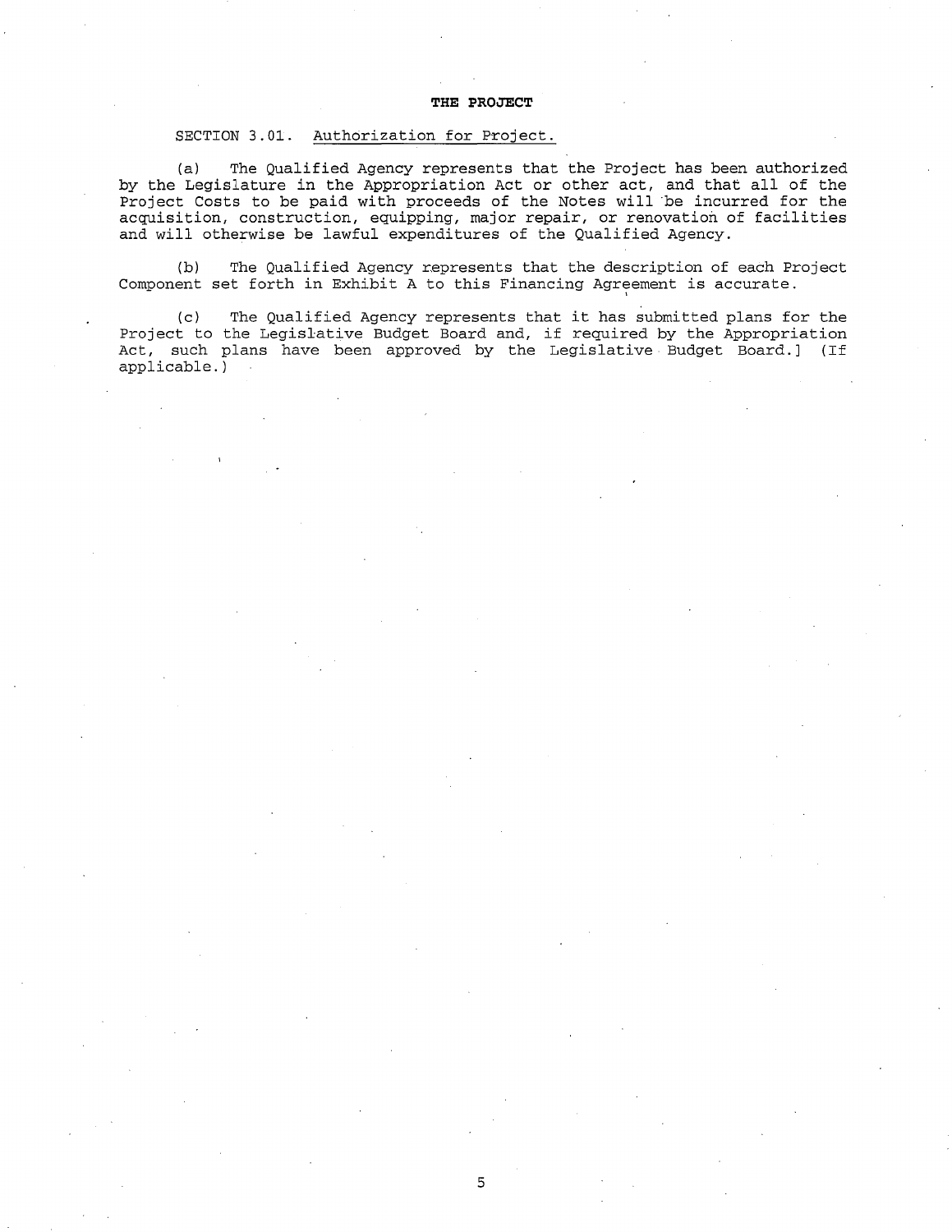## THE PROJECT

SECTION 3.01. Authorization for Project.

(a) The Qualified Agency represents that the Project has been authorized by the Legislature in the Appropriation Act or other act, and that all of the Project Costs to be paid with proceeds of the Notes will be incurred for the acquisition, construction, equipping, major repair, or renovation of facilities and will otherwise be lawful expenditures of the Qualified Agency.

(b) The Qualified Agency represents that the description of each Project Component set forth in Exhibit A to this Financing Agreement is accurate.

(c) The Qualified Agency represents that it has submitted plans for the Project to the Legislative Budget Board and, if required by the Appropriation Act, such plans have been approved by the Legislative Budget Board.] (If applicable.)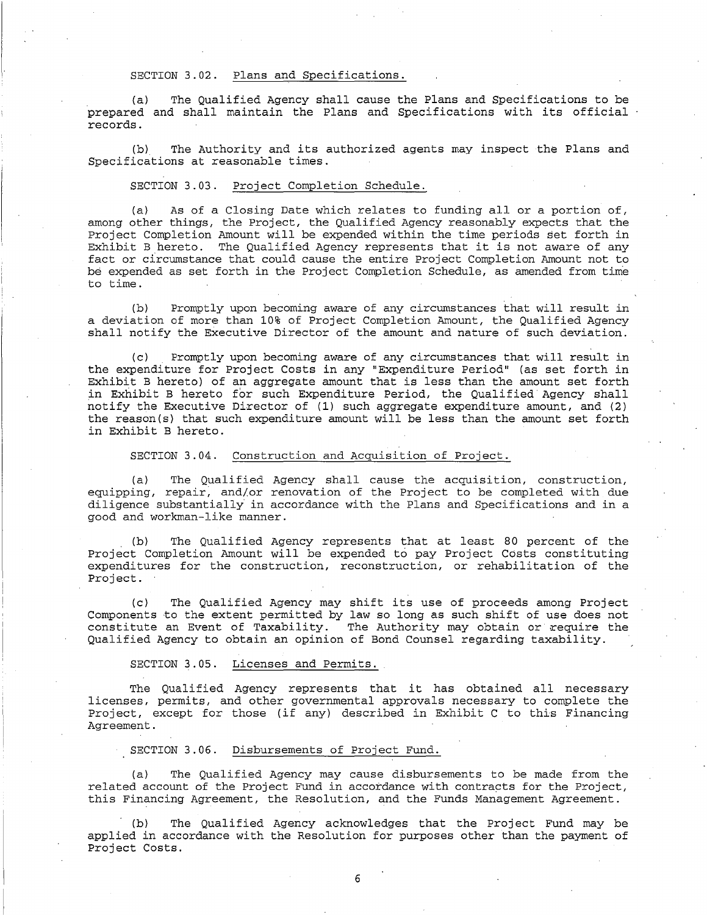SECTION 3.02. Plans and Specifications.

(a) The Qualified Agency shall cause the Plans and Specifications to be prepared and shall maintain the Plans and Specifications with its official records.

(b) The Authority and its authorized agents may inspect the Plans and Specifications at reasonable times.

SECTION 3.03. Project Completion Schedule.

(a) As of a Closing Date which relates to funding all or a portion of, among other things, the Project, the Qualified Agency reasonably expects that the Project Completion Amount will be expended within the time periods set forth in Exhibit B hereto. The Qualified Agency represents that it is not aware of any fact or circumstance that could cause the entire Project Completion Amount not to be expended as set forth in the Project Completion Schedule, as amended from time to time.

(b) Promptly upon becoming aware of any circumstances that will result in a deviation of more than 10% of Project Completion Amount, the Qualified Agency shall notify the Executive Director of the amount and nature of such deviation.

(c) Promptly upon becoming aware of any circumstances that will result in the expenditure for Project Costs in any "Expenditure Period" (as set forth in Exhibit B hereto) of an aggregate amount that is less than the amount set forth in Exhibit B hereto for such Expenditure Period, the Qualified Agency shall notify the Executive Director of (1) such aggregate expenditure amount, and (2) the reason(s) that such expenditure amount will be less than the amount set forth in Exhibit B hereto.

SECTION 3.04. Construction and Acquisition of Project.

(a) The Qualified Agency shall cause the acquisition, construction, equipping, repair, and/or renovation of the Project to be completed with due diligence substantially in accordance with the Plans and Specifications and in a good and workman-like manner.

(b) The Qualified Agency represents that at least 80 percent of the Project Completion Amount will be expended to pay Project Costs constituting expenditures for the construction, reconstruction, or rehabilitation of the Project.

(c) The Qualified Agency may shift its use of proceeds among Project Components to the extent permitted by law so long as such shift of use does not constitute an Event of Taxability. The Authority may obtain or require the Qualified Agency to obtain an opinion of Bond Counsel regarding taxability.

SECTION 3.05. Licenses and Permits.

The Qualified Agency represents that it has obtained all necessary licenses, permits, and other governmental approvals necessary to complete the Project, except for those (if any) described in Exhibit C to this Financing Agreement.

SECTION 3.06. Disbursements of Project Fund.

(a) The Qualified Agency may cause disbursements to be made from the related account of the Project Fund in accordance with contracts for the Project, this Financing Agreement, the Resolution, and the Funds Management Agreement.

(b) The Qualified Agency acknowledges that the Project Fund may be applied in accordance with the Resolution for purposes other than the payment of Project Costs.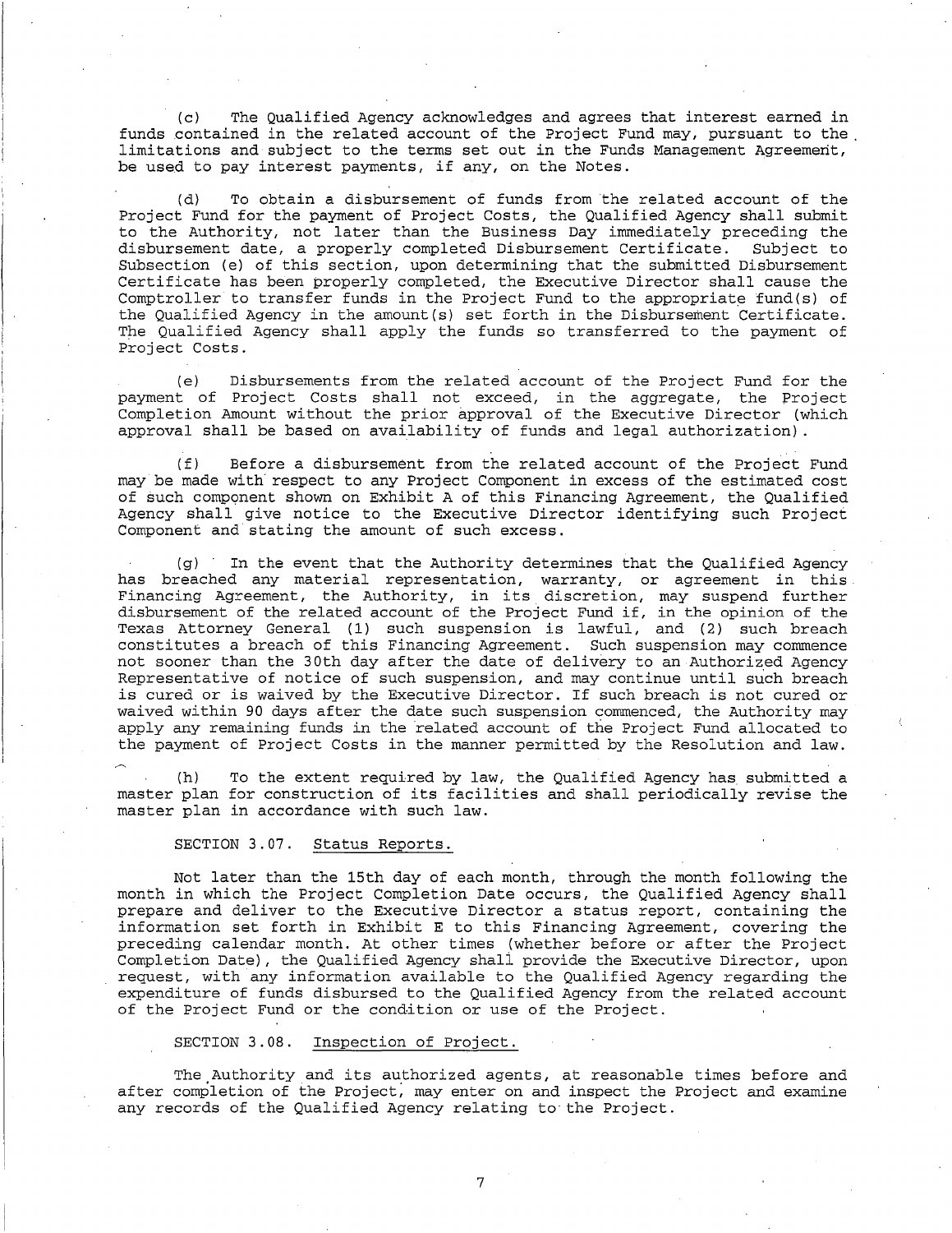(c) The Qualified Agency acknowledges and agrees that interest earned in funds contained in the related account of the Project Fund may, pursuant to the limitations and subject to the terms set out in the Funds Management Agreement, be used to pay interest payments, if any, on the Notes.

(d) To obtain a disbursement of funds from the related account of the Project Fund for the payment of Project Costs, the Qualified Agency shall submit to the Authority, not later than the Business Day immediately preceding the disbursement date, a properly completed Disbursement Certificate. Subject to Subsection (e) of this section, upon determining that the submitted Disbursement Certificate has been properly completed, the Executive Director shall cause the Comptroller to transfer funds in the Project Fund to the appropriate fund(s) of the Qualified Agency in the amount(s) set forth in the Disbursement Certificate. The Qualified Agency shall apply the funds so transferred to the payment of Project Costs.

(e) Disbursements from the related account of the Project Fund for the payment of Project Costs shall not exceed, in the aggregate, the Project Completion Amount without the prior approval of the Executive Director (which approval shall be based on availability of funds and legal authorization).

(f) Before a disbursement from the related account of the Project Fund may be made with respect to any Project Component in excess of the estimated cost of such component shown on Exhibit A of this Financing Agreement, the Qualified Agency shall give notice to the Executive Director identifying such Project Component and stating the amount of such excess.

(g) In the event that the Authority determines that the Qualified Agency has breached any material representation, warranty, or agreement in this Financing Agreement, the Authority, in its discretion, may suspend further disbursement of the related account of the Project Fund if, in the opinion of the Texas Attorney General (1) such suspension is lawful, and (2) such breach constitutes a breach of this Financing Agreement. Such suspension may commence not sooner than the 30th day after the date of delivery to an Authorized Agency Representative of notice of such suspension, and may continue until such breach is cured or is waived by the Executive Director. If such breach is not cured or waived within 90 days after the date such suspension commenced, the Authority may apply any remaining funds in the related account of the Project Fund allocated to the payment of Project Costs in the manner permitted by the Resolution and law.

(h) To the extent required by law, the Qualified Agency has submitted a master plan for construction of its facilities and shall periodically revise the master plan in accordance with such law.

SECTION 3.07. Status Reports.

Not later than the 15th day of each month, through the month following the month in which the Project Completion Date occurs, the Qualified Agency shall prepare and deliver to the Executive Director a status report, containing the information set forth in Exhibit E to this Financing Agreement, covering the preceding calendar month. At other times (whether before or after the Project Completion Date), the Qualified Agency shall provide the Executive Director, upon request, with any information available to the Qualified Agency regarding the expenditure of funds disbursed to the Qualified Agency from the related account of the Project Fund or the condition or use of the Project.

SECTION 3.08. Inspection of Project.

The Authority and its authorized agents, at reasonable times before and after completion of the Project, may enter on and inspect the Project and examine any records of the Qualified Agency relating to the Project.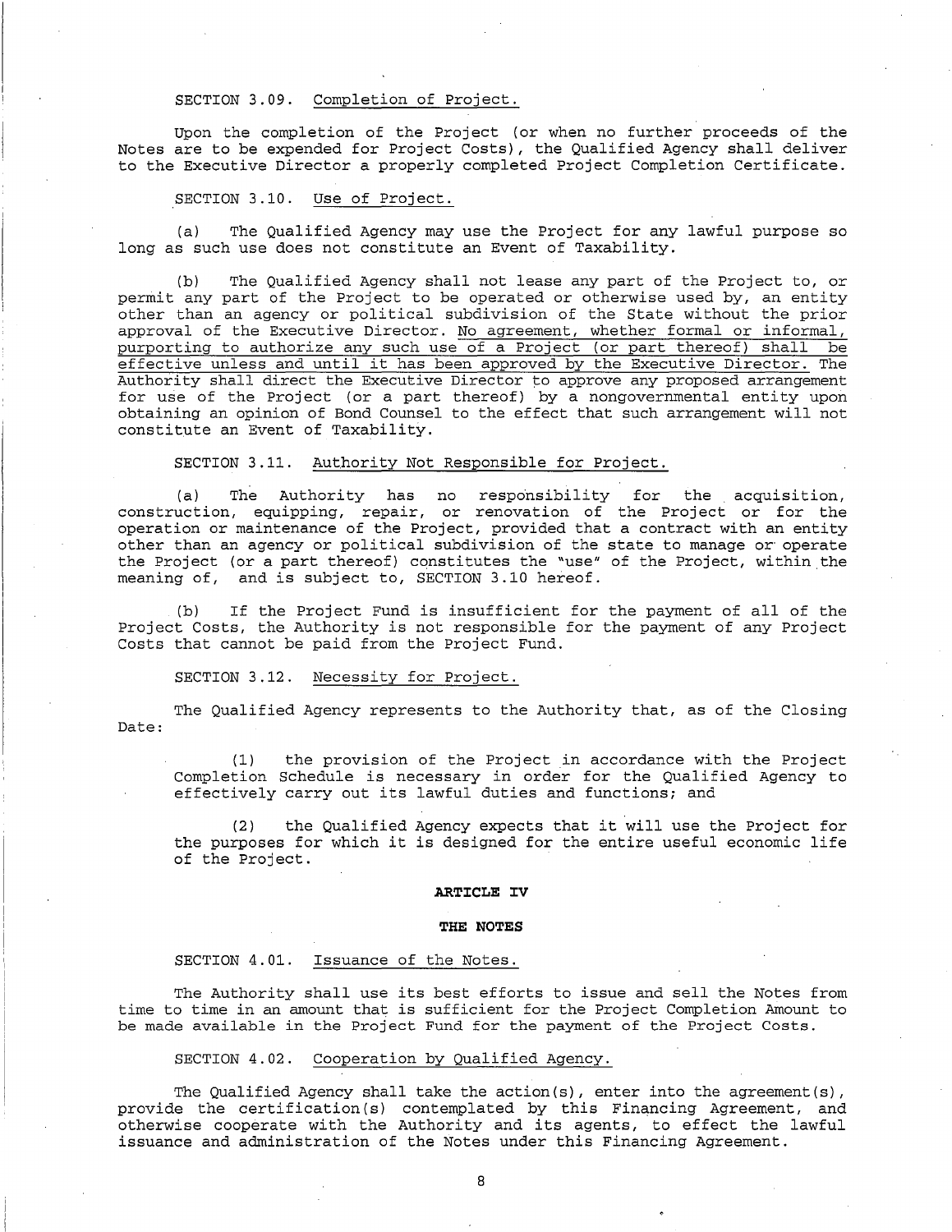SECTION 3.09. Completion of Project.

Upon the completion of the Project (or when no further proceeds of the Notes are to be expended for Project Costs), the Qualified Agency shall deliver to the Executive Director a properly completed Project Completion Certificate.

SECTION 3.10. Use of Project.

(a) The Qualified Agency may use the Project for any lawful purpose so long as such use does not constitute an Event of Taxability.

(b) The Qualified Agency shall not lease any part of the Project to, or permit any part of the Project to be operated or otherwise used by, an entity other than an agency or political subdivision of the State without the prior approval of the Executive Director. No agreement, whether formal or informal, purporting to authorize any such use of a Project (or part thereof) shall be effective unless and until it has been approved by the Executive Director. The Authority shall direct the Executive Director to approve any proposed arrangement for use of the Project (or a part thereof) by a nongovernmental entity upon obtaining an opinion of Bond Counsel to the effect that such arrangement will not constitute an Event of Taxability.

SECTION 3.11. Authority Not Responsible for Project.

(a) The Authority has no responsibility for the acquisition, construction, equipping, repair, or renovation of the Project or for the operation or maintenance of the Project, provided that a contract with an entity other than an agency or political subdivision of the state to manage or operate the Project (or a part thereof) constitutes the "use" of the Project, within the meaning of, and is subject to, SECTION 3.10 hereof.

(b) If the Project Fund is insufficient for the payment of all of the Project Costs, the Authority is not responsible for the payment of any Project Costs that cannot be paid from the Project Fund.

SECTION 3.12. Necessity for Project.

The Qualified Agency represents to the Authority that, as of the Closing Date:

(1) the provision of the Project in accordance with the Project Completion Schedule is necessary in order for the Qualified Agency to effectively carry out its lawful duties and functions; and

(2) the Qualified Agency expects that it will use the Project for the purposes for which it is designed for the entire useful economic life of the Project.

## ARTICLE IV

## THE NOTES

SECTION 4.01. Issuance of the Notes.

The Authority shall use its best efforts to issue and sell the Notes from time to time in an amount that is sufficient for the Project Completion Amount to be made available in the Project Fund for the payment of the Project Costs.

SECTION 4.02. Cooperation by Qualified Agency.

The Qualified Agency shall take the action(s), enter into the agreement(s), provide the certification(s) contemplated by this Financing Agreement, and otherwise cooperate with the Authority and its agents, to effect the lawful issuance and administration of the Notes under this Financing Agreement.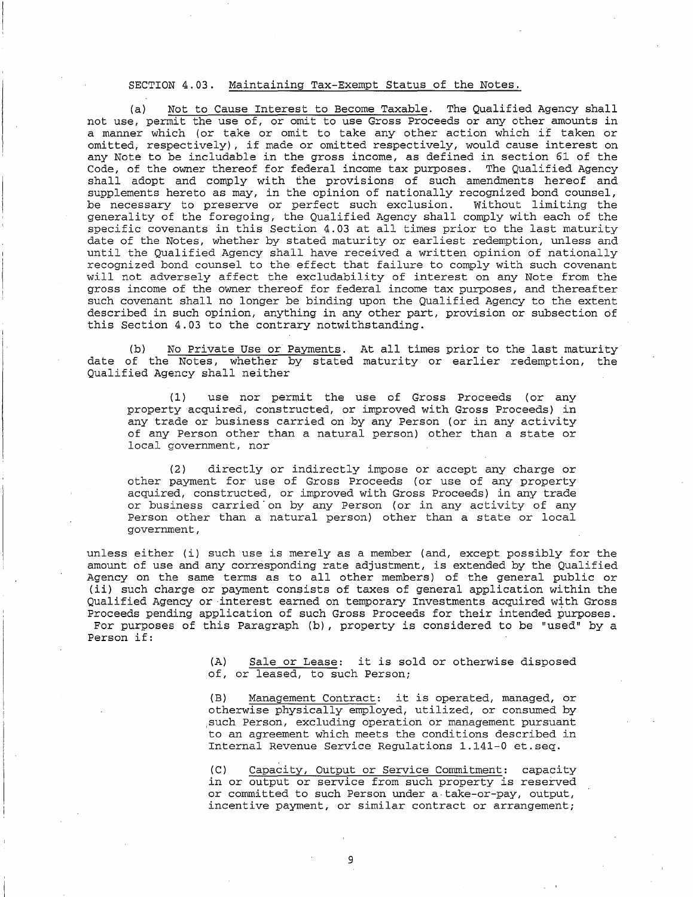SECTION 4.03. <u>Maintaining Tax-Exempt Status of the Notes.</u>

(a) <u>Not to Cause Interest to Become Taxable</u>. The Qualified Agency shall not use, permit the use of, or omit to use Gross Proceeds or any other amounts in a manner which (or take or omit to take any other action which if taken or omitted, respectively), if made or omitted respectively, would cause interest on any Note to be includable in the gross income, as defined in section 61 of the Code, of the owner thereof for federal income tax purposes. The Qualified Agency shall adopt and comply with the provisions of such amendments hereof and supplements hereto as may, in the opinion of nationally recognized bond counsel, be necessary to preserve or perfect such exclusion. Without limiting the generality of the foregoing, the Qualified Agency shall comply with each of the specific covenants in this Section 4.03 at all times prior to the last maturity date of the Notes, whether by stated maturity or earliest redemption, unless and until the Qualified Agency shall have received a written opinion of nationally recognized bond counsel to the effect that failure to comply with such covenant will not adversely affect the excludability of interest on any Note from the gross income of the owner thereof for federal income tax purposes, and thereafter such covenant shall no longer be binding upon the Qualified Agency to the extent described in such opinion, anything in any other part, provision or subsection of this Section 4.03 to the contrary notwithstanding.

(b) <u>No Private Use or Payments</u>. At all times prior to the last maturity date of the Notes, whether by stated maturity or earlier redemption, the Qualified Agency shall neither

> (1) use nor permit the use of Gross Proceeds (or any property acquired, constructed, or improved with Gross Proceeds) in any trade or business carried on by any Person (or in any activity of any Person other than a natural person) other than a state or local government, nor
>
> (2) directly or indirectly impose or accept any charge or other payment for use of Gross Proceeds (or use of any property acquired, constructed, or improved with Gross Proceeds) in any trade or business carried on by any Person (or in any activity of any Person other than a natural person) other than a state or local government,

unless either (i) such use is merely as a member (and, except possibly for the amount of use and any corresponding rate adjustment, is extended by the Qualified Agency on the same terms as to all other members) of the general public or (ii) such charge or payment consists of taxes of general application within the Qualified Agency or interest earned on temporary Investments acquired with Gross Proceeds pending application of such Gross Proceeds for their intended purposes. For purposes of this Paragraph (b), property is considered to be "used" by a Person if:

> (A) <u>Sale or Lease</u>: it is sold or otherwise disposed of, or leased, to such Person;
>
> (B) <u>Management Contract</u>: it is operated, managed, or otherwise physically employed, utilized, or consumed by such Person, excluding operation or management pursuant to an agreement which meets the conditions described in Internal Revenue Service Regulations 1.141-0 et.seq.
>
> (C) <u>Capacity, Output or Service Commitment</u>: capacity in or output or service from such property is reserved or committed to such Person under a take-or-pay, output, incentive payment, or similar contract or arrangement;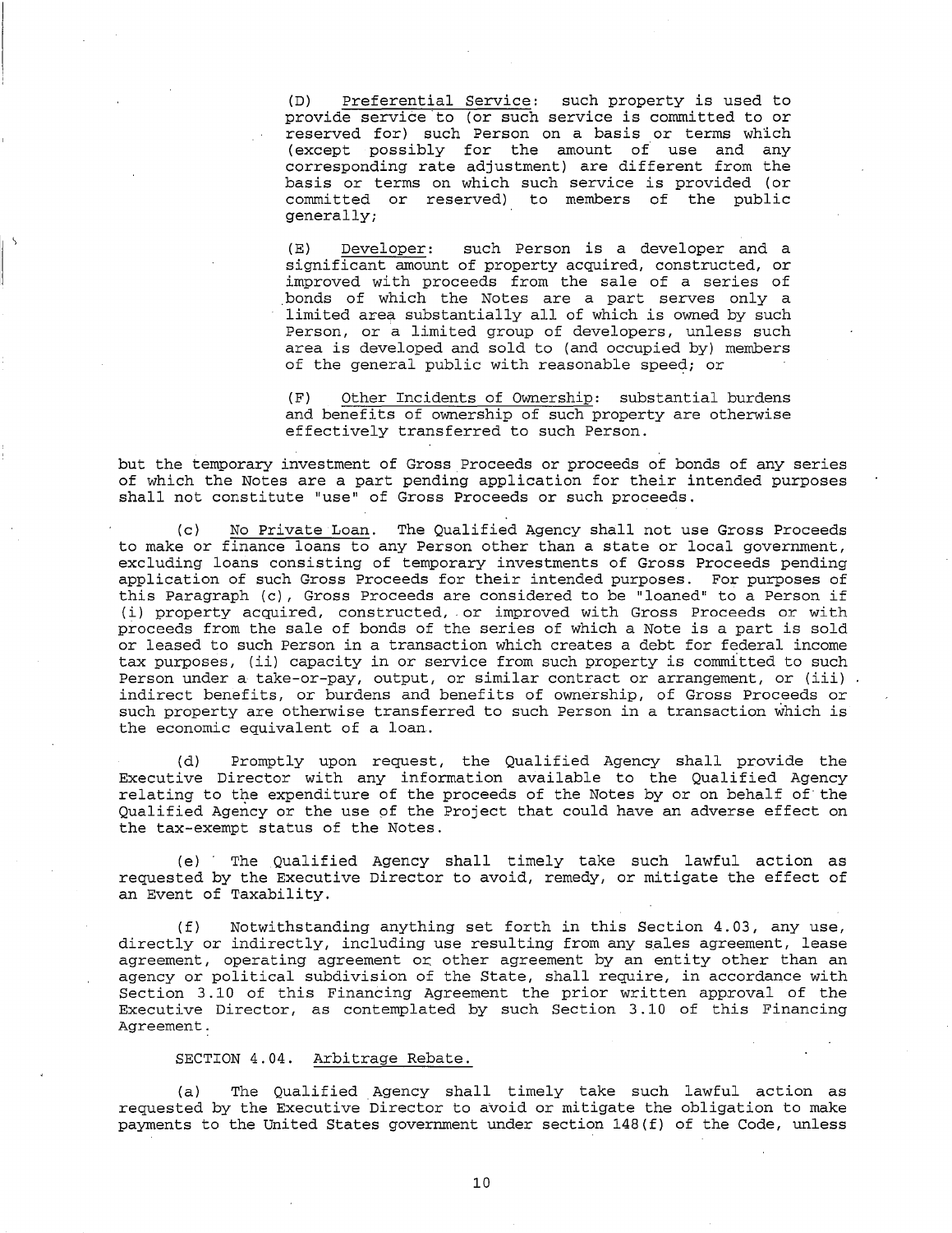(D) Preferential Service: such property is used to provide service to (or such service is committed to or reserved for) such Person on a basis or terms which (except possibly for the amount of use and any corresponding rate adjustment) are different from the basis or terms on which such service is provided (or committed or reserved) to members of the public generally;

(E) Developer: such Person is a developer and a significant amount of property acquired, constructed, or improved with proceeds from the sale of a series of bonds of which the Notes are a part serves only a limited area substantially all of which is owned by such Person, or a limited group of developers, unless such area is developed and sold to (and occupied by) members of the general public with reasonable speed; or

(F) Other Incidents of Ownership: substantial burdens and benefits of ownership of such property are otherwise effectively transferred to such Person.

but the temporary investment of Gross Proceeds or proceeds of bonds of any series of which the Notes are a part pending application for their intended purposes shall not constitute "use" of Gross Proceeds or such proceeds.

(c) No Private Loan. The Qualified Agency shall not use Gross Proceeds to make or finance loans to any Person other than a state or local government, excluding loans consisting of temporary investments of Gross Proceeds pending application of such Gross Proceeds for their intended purposes. For purposes of this Paragraph (c), Gross Proceeds are considered to be "loaned" to a Person if (i) property acquired, constructed, or improved with Gross Proceeds or with proceeds from the sale of bonds of the series of which a Note is a part is sold or leased to such Person in a transaction which creates a debt for federal income tax purposes, (ii) capacity in or service from such property is committed to such Person under a take-or-pay, output, or similar contract or arrangement, or (iii) indirect benefits, or burdens and benefits of ownership, of Gross Proceeds or such property are otherwise transferred to such Person in a transaction which is the economic equivalent of a loan.

(d) Promptly upon request, the Qualified Agency shall provide the Executive Director with any information available to the Qualified Agency relating to the expenditure of the proceeds of the Notes by or on behalf of the Qualified Agency or the use of the Project that could have an adverse effect on the tax-exempt status of the Notes.

(e) The Qualified Agency shall timely take such lawful action as requested by the Executive Director to avoid, remedy, or mitigate the effect of an Event of Taxability.

(f) Notwithstanding anything set forth in this Section 4.03, any use, directly or indirectly, including use resulting from any sales agreement, lease agreement, operating agreement or other agreement by an entity other than an agency or political subdivision of the State, shall require, in accordance with Section 3.10 of this Financing Agreement the prior written approval of the Executive Director, as contemplated by such Section 3.10 of this Financing Agreement.

SECTION 4.04. Arbitrage Rebate.

(a) The Qualified Agency shall timely take such lawful action as requested by the Executive Director to avoid or mitigate the obligation to make payments to the United States government under section 148(f) of the Code, unless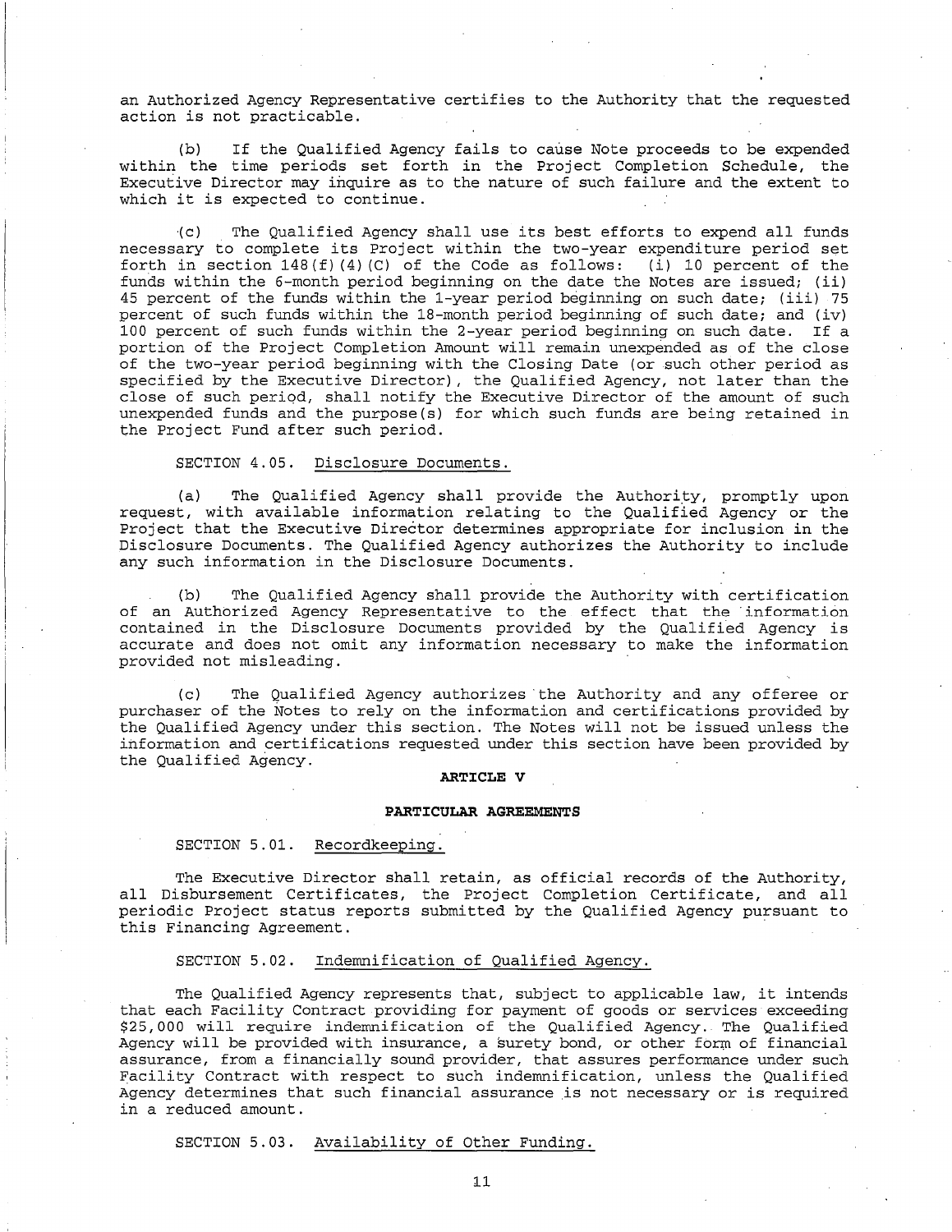an Authorized Agency Representative certifies to the Authority that the requested action is not practicable.

(b) If the Qualified Agency fails to cause Note proceeds to be expended within the time periods set forth in the Project Completion Schedule, the Executive Director may inquire as to the nature of such failure and the extent to which it is expected to continue.

(c) The Qualified Agency shall use its best efforts to expend all funds necessary to complete its Project within the two-year expenditure period set forth in section 148(f)(4)(C) of the Code as follows: (i) 10 percent of the funds within the 6-month period beginning on the date the Notes are issued; (ii) 45 percent of the funds within the 1-year period beginning on such date; (iii) 75 percent of such funds within the 18-month period beginning of such date; and (iv) 100 percent of such funds within the 2-year period beginning on such date. If a portion of the Project Completion Amount will remain unexpended as of the close of the two-year period beginning with the Closing Date (or such other period as specified by the Executive Director), the Qualified Agency, not later than the close of such period, shall notify the Executive Director of the amount of such unexpended funds and the purpose(s) for which such funds are being retained in the Project Fund after such period.

SECTION 4.05. Disclosure Documents.

(a) The Qualified Agency shall provide the Authority, promptly upon request, with available information relating to the Qualified Agency or the Project that the Executive Director determines appropriate for inclusion in the Disclosure Documents. The Qualified Agency authorizes the Authority to include any such information in the Disclosure Documents.

(b) The Qualified Agency shall provide the Authority with certification of an Authorized Agency Representative to the effect that the information contained in the Disclosure Documents provided by the Qualified Agency is accurate and does not omit any information necessary to make the information provided not misleading.

(c) The Qualified Agency authorizes the Authority and any offeree or purchaser of the Notes to rely on the information and certifications provided by the Qualified Agency under this section. The Notes will not be issued unless the information and certifications requested under this section have been provided by the Qualified Agency.

## ARTICLE V

## PARTICULAR AGREEMENTS

SECTION 5.01. Recordkeeping.

The Executive Director shall retain, as official records of the Authority, all Disbursement Certificates, the Project Completion Certificate, and all periodic Project status reports submitted by the Qualified Agency pursuant to this Financing Agreement.

SECTION 5.02. Indemnification of Qualified Agency.

The Qualified Agency represents that, subject to applicable law, it intends that each Facility Contract providing for payment of goods or services exceeding $25,000 will require indemnification of the Qualified Agency. The Qualified Agency will be provided with insurance, a surety bond, or other form of financial assurance, from a financially sound provider, that assures performance under such Facility Contract with respect to such indemnification, unless the Qualified Agency determines that such financial assurance is not necessary or is required in a reduced amount.

SECTION 5.03. Availability of Other Funding.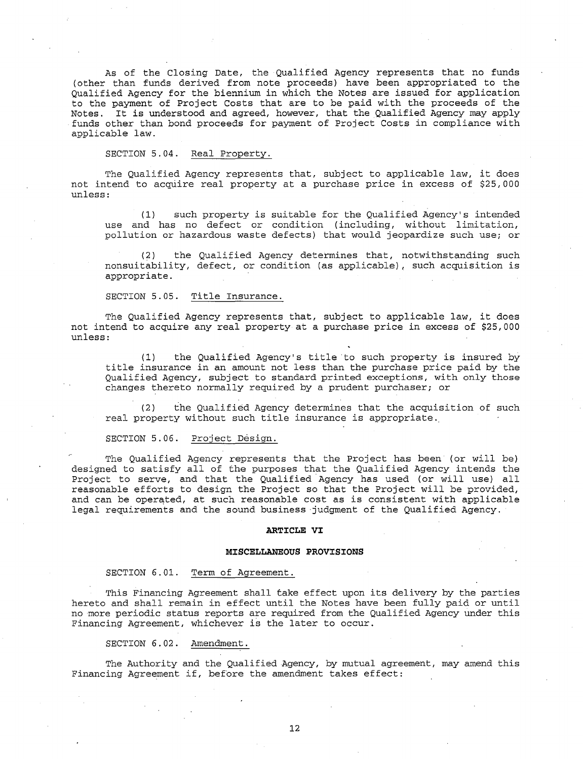As of the Closing Date, the Qualified Agency represents that no funds (other than funds derived from note proceeds) have been appropriated to the Qualified Agency for the biennium in which the Notes are issued for application to the payment of Project Costs that are to be paid with the proceeds of the Notes. It is understood and agreed, however, that the Qualified Agency may apply funds other than bond proceeds for payment of Project Costs in compliance with applicable law.

SECTION 5.04. Real Property.

The Qualified Agency represents that, subject to applicable law, it does not intend to acquire real property at a purchase price in excess of $25,000 unless:

(1) such property is suitable for the Qualified Agency's intended use and has no defect or condition (including, without limitation, pollution or hazardous waste defects) that would jeopardize such use; or

(2) the Qualified Agency determines that, notwithstanding such nonsuitability, defect, or condition (as applicable), such acquisition is appropriate.

SECTION 5.05. Title Insurance.

The Qualified Agency represents that, subject to applicable law, it does not intend to acquire any real property at a purchase price in excess of $25,000 unless:

(1) the Qualified Agency's title to such property is insured by title insurance in an amount not less than the purchase price paid by the Qualified Agency, subject to standard printed exceptions, with only those changes thereto normally required by a prudent purchaser; or

(2) the Qualified Agency determines that the acquisition of such real property without such title insurance is appropriate.

SECTION 5.06. Project Design.

The Qualified Agency represents that the Project has been (or will be) designed to satisfy all of the purposes that the Qualified Agency intends the Project to serve, and that the Qualified Agency has used (or will use) all reasonable efforts to design the Project so that the Project will be provided, and can be operated, at such reasonable cost as is consistent with applicable legal requirements and the sound business judgment of the Qualified Agency.

## ARTICLE VI

## MISCELLANEOUS PROVISIONS

SECTION 6.01. Term of Agreement.

This Financing Agreement shall take effect upon its delivery by the parties hereto and shall remain in effect until the Notes have been fully paid or until no more periodic status reports are required from the Qualified Agency under this Financing Agreement, whichever is the later to occur.

SECTION 6.02. Amendment.

The Authority and the Qualified Agency, by mutual agreement, may amend this Financing Agreement if, before the amendment takes effect: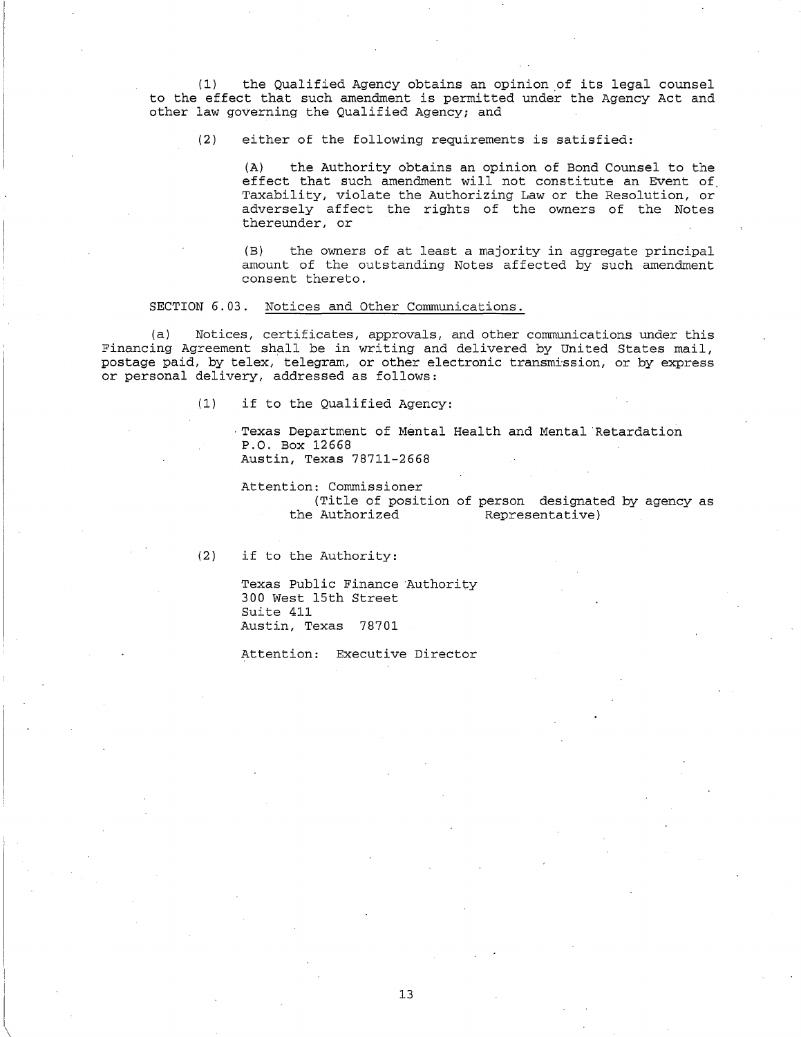(1) the Qualified Agency obtains an opinion of its legal counsel to the effect that such amendment is permitted under the Agency Act and other law governing the Qualified Agency; and

(2) either of the following requirements is satisfied:

(A) the Authority obtains an opinion of Bond Counsel to the effect that such amendment will not constitute an Event of Taxability, violate the Authorizing Law or the Resolution, or adversely affect the rights of the owners of the Notes thereunder, or

(B) the owners of at least a majority in aggregate principal amount of the outstanding Notes affected by such amendment consent thereto.

SECTION 6.03. Notices and Other Communications.

(a) Notices, certificates, approvals, and other communications under this Financing Agreement shall be in writing and delivered by United States mail, postage paid, by telex, telegram, or other electronic transmission, or by express or personal delivery, addressed as follows:

(1) if to the Qualified Agency:

Texas Department of Mental Health and Mental Retardation
P.O. Box 12668
Austin, Texas 78711-2668

Attention: Commissioner
(Title of position of person designated by agency as the Authorized Representative)

(2) if to the Authority:

Texas Public Finance Authority
300 West 15th Street
Suite 411
Austin, Texas 78701

Attention: Executive Director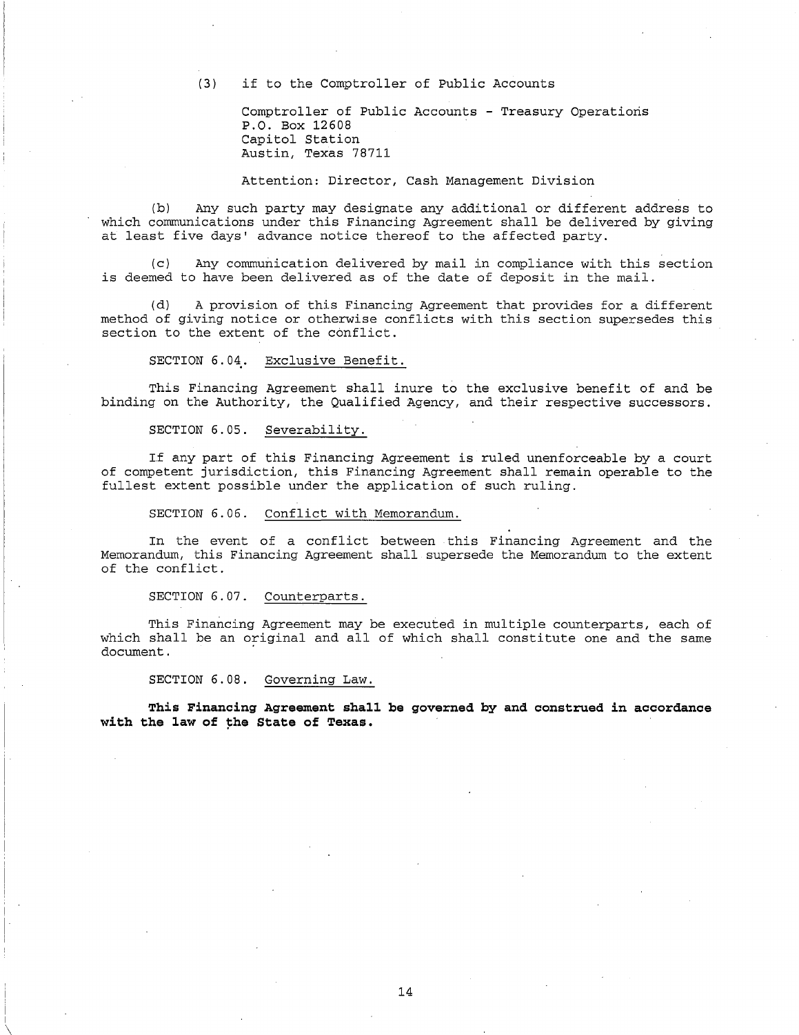(3) if to the Comptroller of Public Accounts

Comptroller of Public Accounts - Treasury Operations
P.O. Box 12608
Capitol Station
Austin, Texas 78711

Attention: Director, Cash Management Division

(b) Any such party may designate any additional or different address to which communications under this Financing Agreement shall be delivered by giving at least five days' advance notice thereof to the affected party.

(c) Any communication delivered by mail in compliance with this section is deemed to have been delivered as of the date of deposit in the mail.

(d) A provision of this Financing Agreement that provides for a different method of giving notice or otherwise conflicts with this section supersedes this section to the extent of the conflict.

SECTION 6.04. Exclusive Benefit.

This Financing Agreement shall inure to the exclusive benefit of and be binding on the Authority, the Qualified Agency, and their respective successors.

SECTION 6.05. Severability.

If any part of this Financing Agreement is ruled unenforceable by a court of competent jurisdiction, this Financing Agreement shall remain operable to the fullest extent possible under the application of such ruling.

SECTION 6.06. Conflict with Memorandum.

In the event of a conflict between this Financing Agreement and the Memorandum, this Financing Agreement shall supersede the Memorandum to the extent of the conflict.

SECTION 6.07. Counterparts.

This Financing Agreement may be executed in multiple counterparts, each of which shall be an original and all of which shall constitute one and the same document.

SECTION 6.08. Governing Law.

**This Financing Agreement shall be governed by and construed in accordance with the law of the State of Texas.**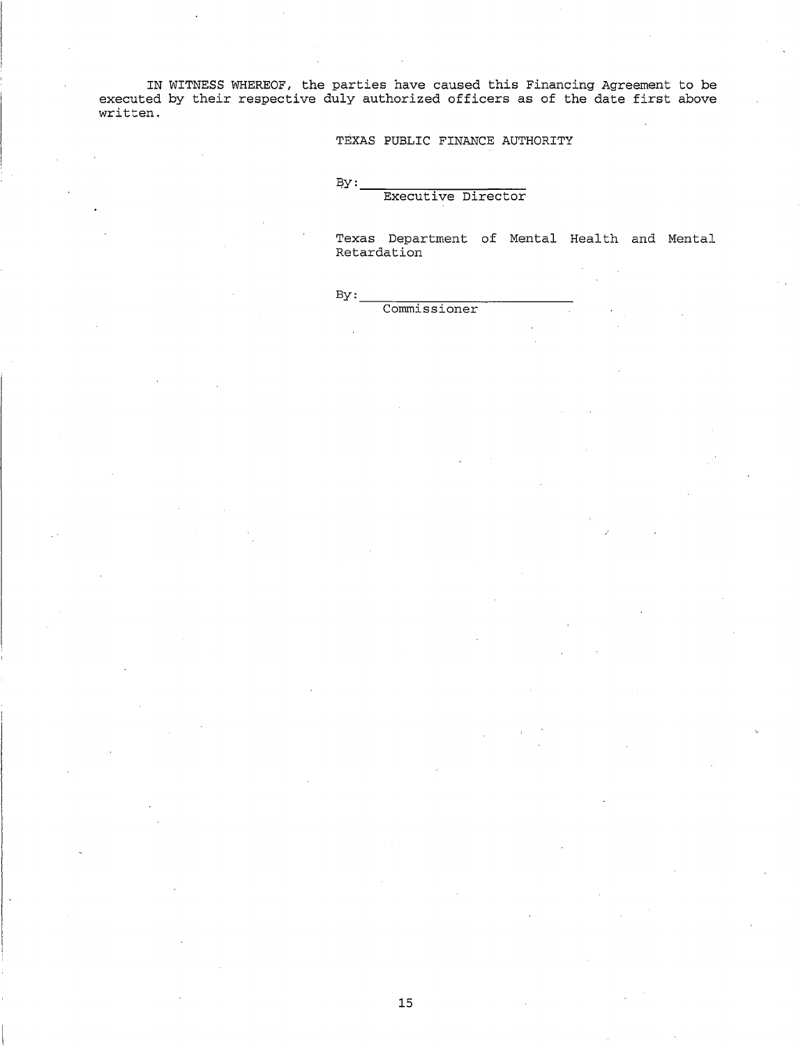IN WITNESS WHEREOF, the parties have caused this Financing Agreement to be executed by their respective duly authorized officers as of the date first above written.

TEXAS PUBLIC FINANCE AUTHORITY

By: ______________________
Executive Director

Texas Department of Mental Health and Mental Retardation

By: ______________________
Commissioner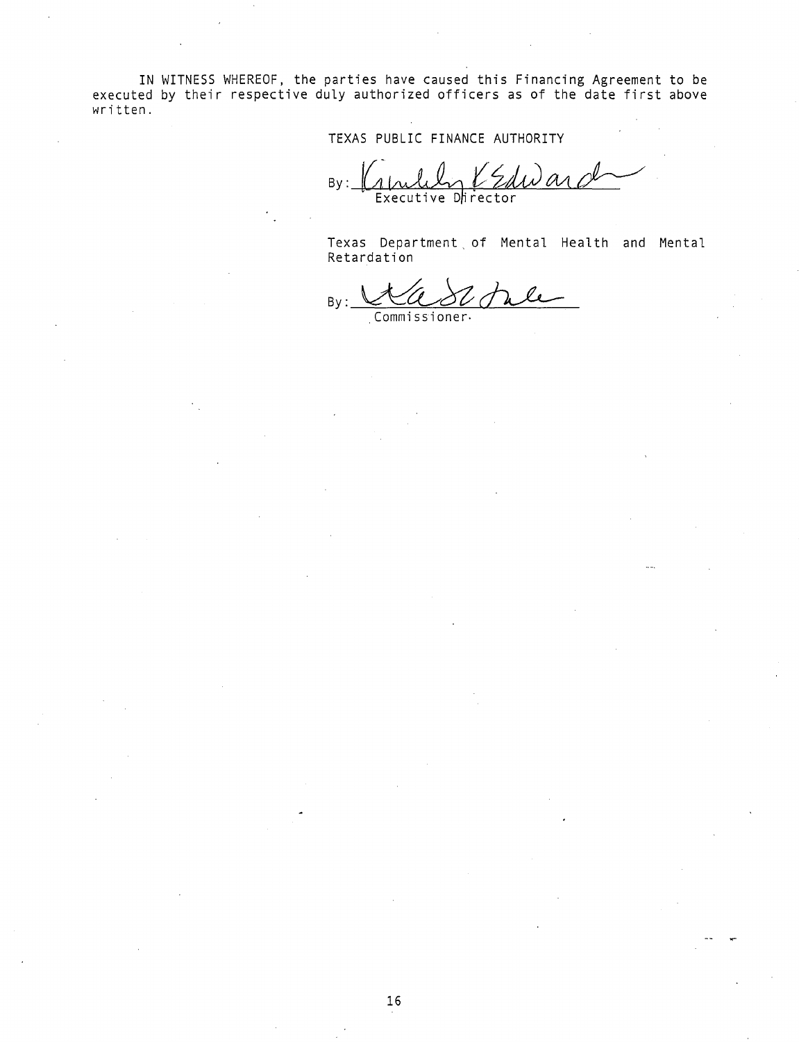IN WITNESS WHEREOF, the parties have caused this Financing Agreement to be executed by their respective duly authorized officers as of the date first above written.

TEXAS PUBLIC FINANCE AUTHORITY

By: ______________________
Executive Director

Texas Department of Mental Health and Mental Retardation

By: ______________________
Commissioner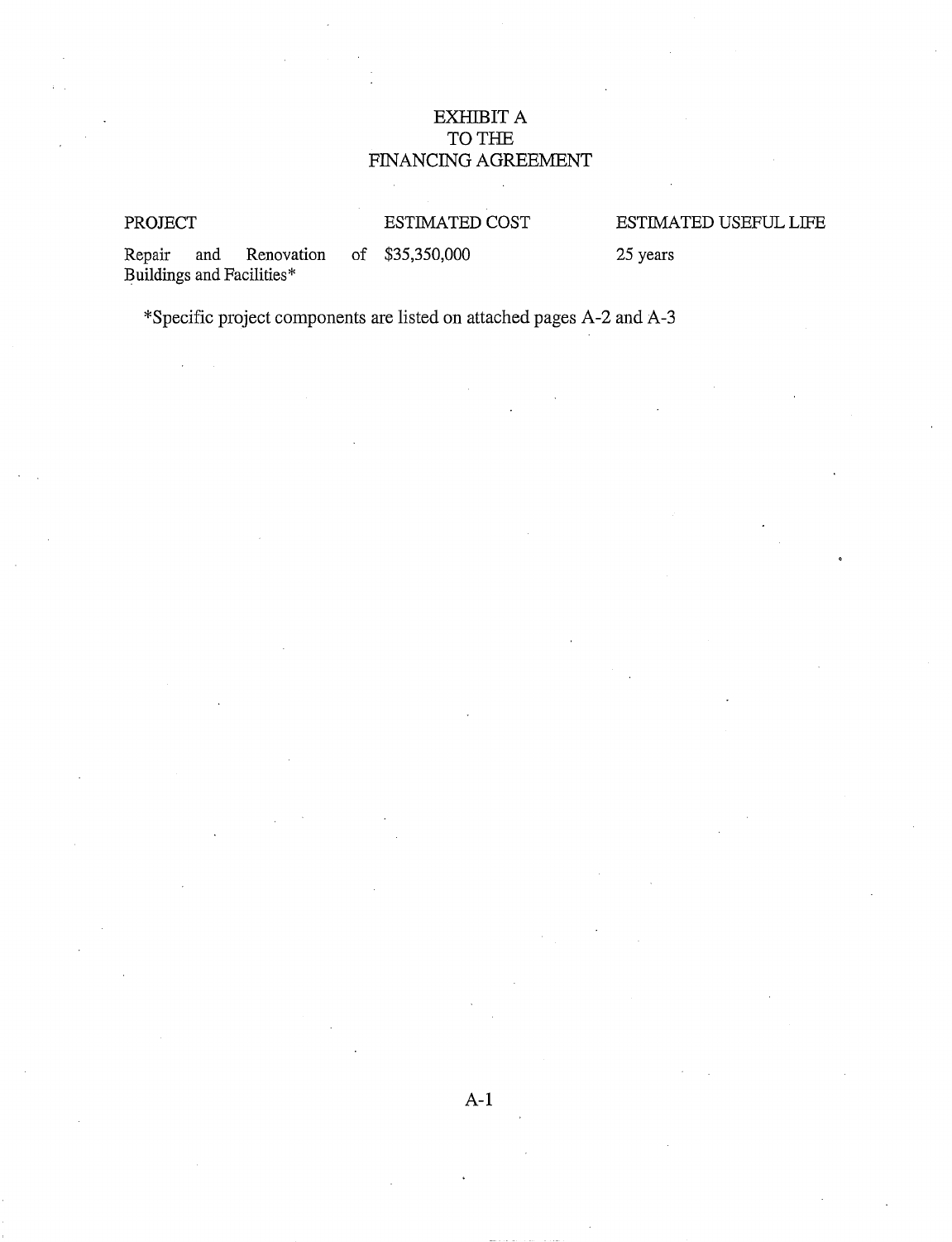# EXHIBIT A
# TO THE
# FINANCING AGREEMENT

| PROJECT | ESTIMATED COST | ESTIMATED USEFUL LIFE |
| --- | --- | --- |
| Repair and Renovation of Buildings and Facilities* | $35,350,000 | 25 years |

*Specific project components are listed on attached pages A-2 and A-3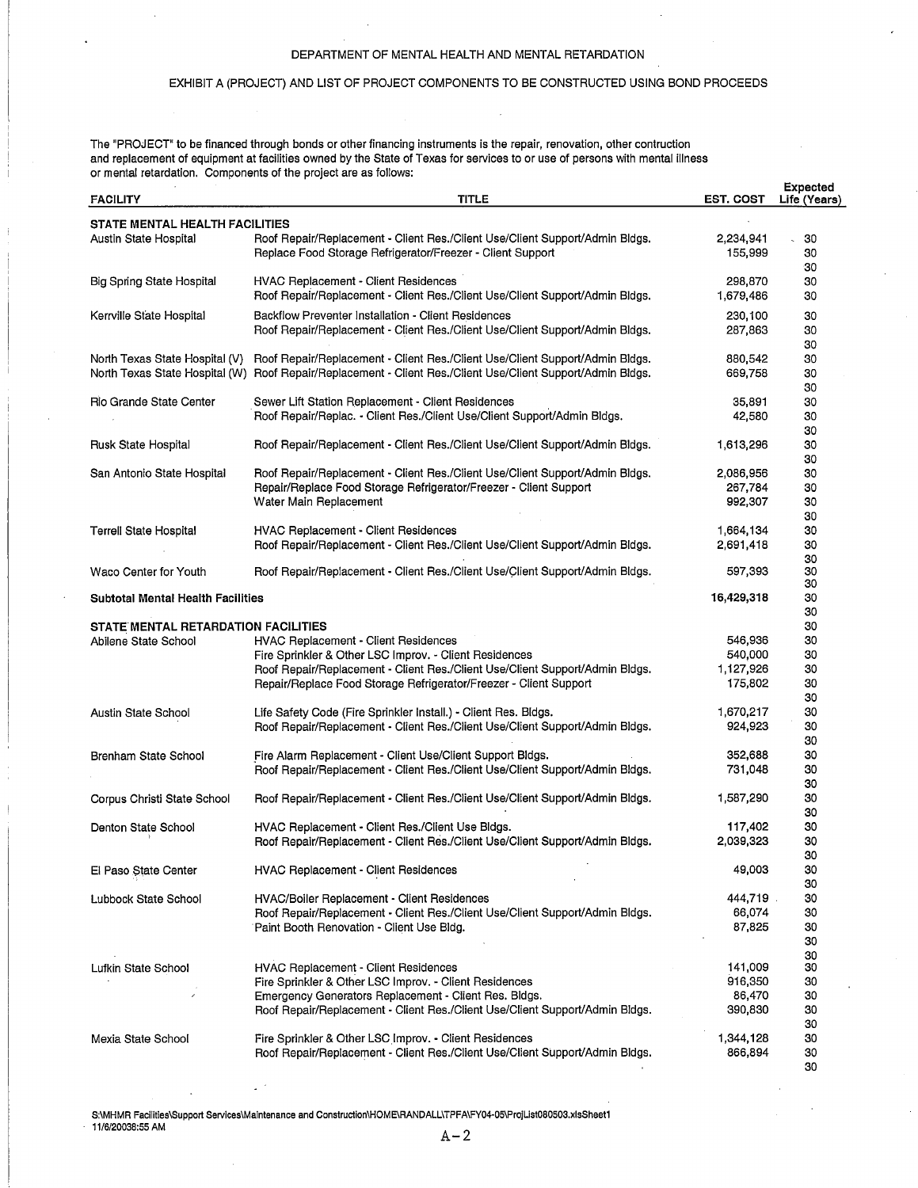DEPARTMENT OF MENTAL HEALTH AND MENTAL RETARDATION

EXHIBIT A (PROJECT) AND LIST OF PROJECT COMPONENTS TO BE CONSTRUCTED USING BOND PROCEEDS

The "PROJECT" to be financed through bonds or other financing instruments is the repair, renovation, other contruction and replacement of equipment at facilities owned by the State of Texas for services to or use of persons with mental illness or mental retardation. Components of the project are as follows:

| FACILITY | TITLE | EST. COST | Expected Life (Years) |
|---|---|---|---|
| **STATE MENTAL HEALTH FACILITIES** | | | |
| Austin State Hospital | Roof Repair/Replacement - Client Res./Client Use/Client Support/Admin Bldgs. | 2,234,941 | 30 |
| | Replace Food Storage Refrigerator/Freezer - Client Support | 155,999 | 30 |
| | | | 30 |
| Big Spring State Hospital | HVAC Replacement - Client Residences | 298,870 | 30 |
| | Roof Repair/Replacement - Client Res./Client Use/Client Support/Admin Bldgs. | 1,679,486 | 30 |
| Kerrville State Hospital | Backflow Preventer Installation - Client Residences | 230,100 | 30 |
| | Roof Repair/Replacement - Client Res./Client Use/Client Support/Admin Bldgs. | 287,863 | 30 |
| | | | 30 |
| North Texas State Hospital (V) | Roof Repair/Replacement - Client Res./Client Use/Client Support/Admin Bldgs. | 880,542 | 30 |
| North Texas State Hospital (W) | Roof Repair/Replacement - Client Res./Client Use/Client Support/Admin Bldgs. | 669,758 | 30 |
| | | | 30 |
| Rio Grande State Center | Sewer Lift Station Replacement - Client Residences | 35,891 | 30 |
| | Roof Repair/Replac. - Client Res./Client Use/Client Support/Admin Bldgs. | 42,580 | 30 |
| | | | 30 |
| Rusk State Hospital | Roof Repair/Replacement - Client Res./Client Use/Client Support/Admin Bldgs. | 1,613,296 | 30 |
| | | | 30 |
| San Antonio State Hospital | Roof Repair/Replacement - Client Res./Client Use/Client Support/Admin Bldgs. | 2,086,956 | 30 |
| | Repair/Replace Food Storage Refrigerator/Freezer - Client Support | 267,784 | 30 |
| | Water Main Replacement | 992,307 | 30 |
| | | | 30 |
| Terrell State Hospital | HVAC Replacement - Client Residences | 1,664,134 | 30 |
| | Roof Repair/Replacement - Client Res./Client Use/Client Support/Admin Bldgs. | 2,691,418 | 30 |
| | | | 30 |
| Waco Center for Youth | Roof Repair/Replacement - Client Res./Client Use/Client Support/Admin Bldgs. | 597,393 | 30 |
| | | | 30 |
| **Subtotal Mental Health Facilities** | | **16,429,318** | 30 |
| | | | 30 |
| **STATE MENTAL RETARDATION FACILITIES** | | | 30 |
| Abilene State School | HVAC Replacement - Client Residences | 546,936 | 30 |
| | Fire Sprinkler & Other LSC Improv. - Client Residences | 540,000 | 30 |
| | Roof Repair/Replacement - Client Res./Client Use/Client Support/Admin Bldgs. | 1,127,926 | 30 |
| | Repair/Replace Food Storage Refrigerator/Freezer - Client Support | 175,802 | 30 |
| | | | 30 |
| Austin State School | Life Safety Code (Fire Sprinkler Install.) - Client Res. Bldgs. | 1,670,217 | 30 |
| | Roof Repair/Replacement - Client Res./Client Use/Client Support/Admin Bldgs. | 924,923 | 30 |
| | | | 30 |
| Brenham State School | Fire Alarm Replacement - Client Use/Client Support Bldgs. | 352,688 | 30 |
| | Roof Repair/Replacement - Client Res./Client Use/Client Support/Admin Bldgs. | 731,048 | 30 |
| | | | 30 |
| Corpus Christi State School | Roof Repair/Replacement - Client Res./Client Use/Client Support/Admin Bldgs. | 1,587,290 | 30 |
| | | | 30 |
| Denton State School | HVAC Replacement - Client Res./Client Use Bldgs. | 117,402 | 30 |
| | Roof Repair/Replacement - Client Res./Client Use/Client Support/Admin Bldgs. | 2,039,323 | 30 |
| | | | 30 |
| El Paso State Center | HVAC Replacement - Client Residences | 49,003 | 30 |
| | | | 30 |
| Lubbock State School | HVAC/Boiler Replacement - Client Residences | 444,719 | 30 |
| | Roof Repair/Replacement - Client Res./Client Use/Client Support/Admin Bldgs. | 66,074 | 30 |
| | Paint Booth Renovation - Client Use Bldg. | 87,825 | 30 |
| | | | 30 |
| | | | 30 |
| Lufkin State School | HVAC Replacement - Client Residences | 141,009 | 30 |
| | Fire Sprinkler & Other LSC Improv. - Client Residences | 916,350 | 30 |
| | Emergency Generators Replacement - Client Res. Bldgs. | 86,470 | 30 |
| | Roof Repair/Replacement - Client Res./Client Use/Client Support/Admin Bldgs. | 390,830 | 30 |
| | | | 30 |
| Mexia State School | Fire Sprinkler & Other LSC Improv. - Client Residences | 1,344,128 | 30 |
| | Roof Repair/Replacement - Client Res./Client Use/Client Support/Admin Bldgs. | 866,894 | 30 |
| | | | 30 |

S:\MHMR Facilities\Support Services\Maintenance and Construction\HOME\RANDALL\TPFA\FY04-05\ProjList080503.xlsSheet1
11/6/20038:55 AM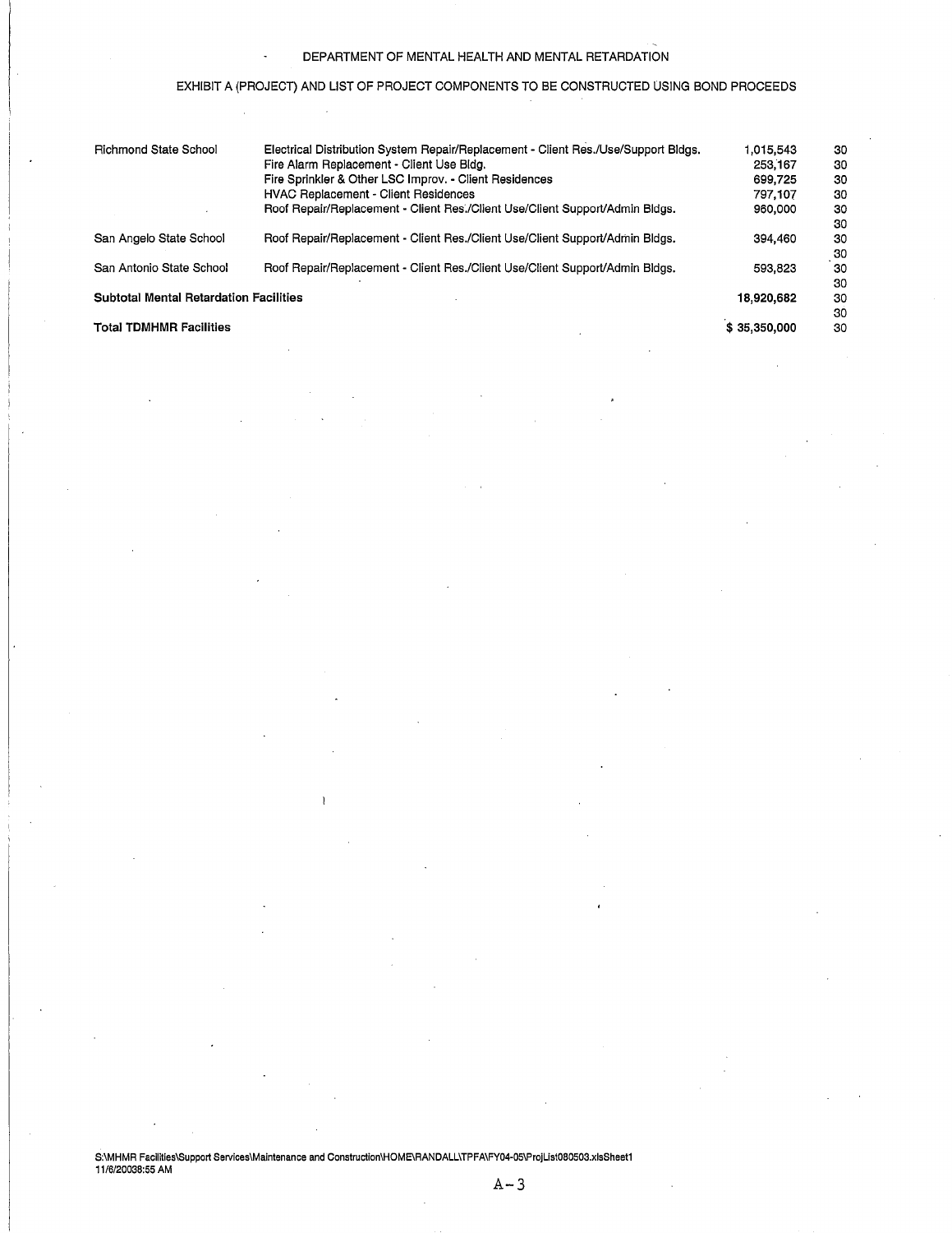DEPARTMENT OF MENTAL HEALTH AND MENTAL RETARDATION

EXHIBIT A (PROJECT) AND LIST OF PROJECT COMPONENTS TO BE CONSTRUCTED USING BOND PROCEEDS

| | | | |
|---|---|---|---|
| Richmond State School | Electrical Distribution System Repair/Replacement - Client Res./Use/Support Bldgs. | 1,015,543 | 30 |
| | Fire Alarm Replacement - Client Use Bldg. | 253,167 | 30 |
| | Fire Sprinkler & Other LSC Improv. - Client Residences | 699,725 | 30 |
| | HVAC Replacement - Client Residences | 797,107 | 30 |
| | Roof Repair/Replacement - Client Res./Client Use/Client Support/Admin Bldgs. | 960,000 | 30 |
| | | | 30 |
| San Angelo State School | Roof Repair/Replacement - Client Res./Client Use/Client Support/Admin Bldgs. | 394,460 | 30 |
| | | | 30 |
| San Antonio State School | Roof Repair/Replacement - Client Res./Client Use/Client Support/Admin Bldgs. | 593,823 | 30 |
| | | | 30 |
| **Subtotal Mental Retardation Facilities** | | 18,920,682 | 30 |
| | | | 30 |
| **Total TDMHMR Facilities** | | $ 35,350,000 | 30 |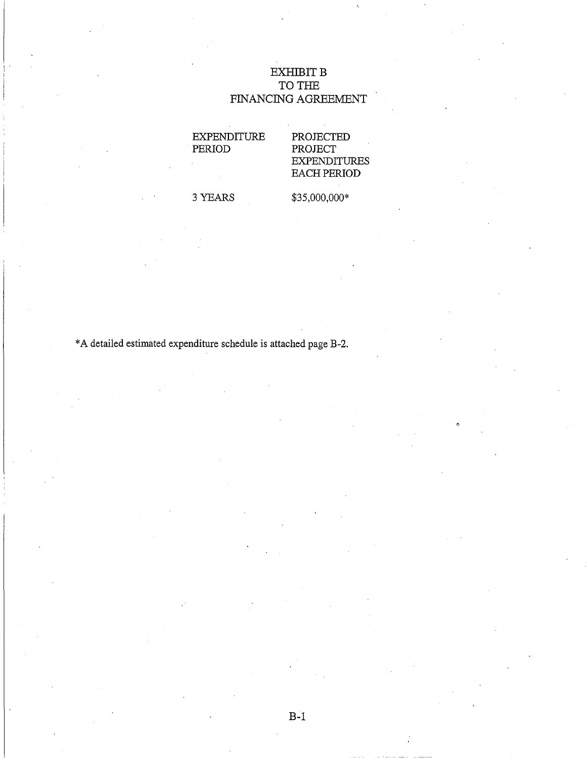# EXHIBIT B
# TO THE
# FINANCING AGREEMENT

| EXPENDITURE PERIOD | PROJECTED PROJECT EXPENDITURES EACH PERIOD |
|---|---|
| 3 YEARS | $35,000,000* |

*A detailed estimated expenditure schedule is attached page B-2.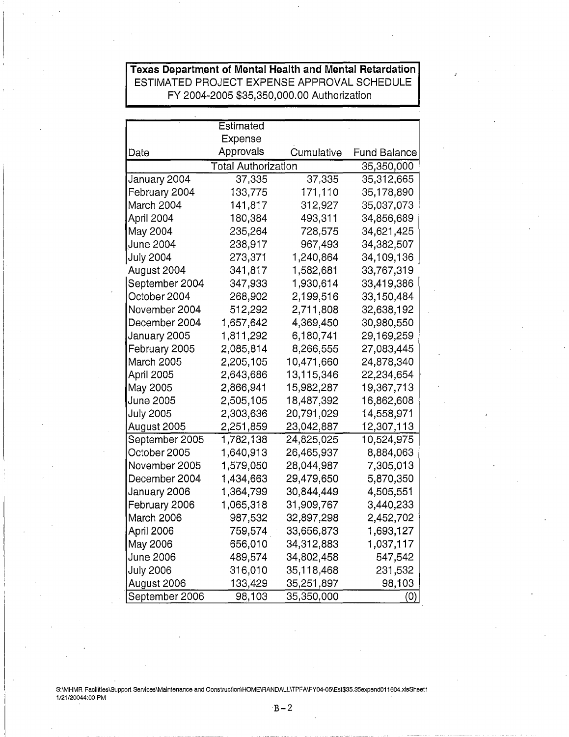**Texas Department of Mental Health and Mental Retardation**
ESTIMATED PROJECT EXPENSE APPROVAL SCHEDULE
FY 2004-2005 $35,350,000.00 Authorization

| Date | Estimated Expense Approvals | Cumulative | Fund Balance |
|---|---|---|---|
| | Total Authorization | | 35,350,000 |
| January 2004 | 37,335 | 37,335 | 35,312,665 |
| February 2004 | 133,775 | 171,110 | 35,178,890 |
| March 2004 | 141,817 | 312,927 | 35,037,073 |
| April 2004 | 180,384 | 493,311 | 34,856,689 |
| May 2004 | 235,264 | 728,575 | 34,621,425 |
| June 2004 | 238,917 | 967,493 | 34,382,507 |
| July 2004 | 273,371 | 1,240,864 | 34,109,136 |
| August 2004 | 341,817 | 1,582,681 | 33,767,319 |
| September 2004 | 347,933 | 1,930,614 | 33,419,386 |
| October 2004 | 268,902 | 2,199,516 | 33,150,484 |
| November 2004 | 512,292 | 2,711,808 | 32,638,192 |
| December 2004 | 1,657,642 | 4,369,450 | 30,980,550 |
| January 2005 | 1,811,292 | 6,180,741 | 29,169,259 |
| February 2005 | 2,085,814 | 8,266,555 | 27,083,445 |
| March 2005 | 2,205,105 | 10,471,660 | 24,878,340 |
| April 2005 | 2,643,686 | 13,115,346 | 22,234,654 |
| May 2005 | 2,866,941 | 15,982,287 | 19,367,713 |
| June 2005 | 2,505,105 | 18,487,392 | 16,862,608 |
| July 2005 | 2,303,636 | 20,791,029 | 14,558,971 |
| August 2005 | 2,251,859 | 23,042,887 | 12,307,113 |
| September 2005 | 1,782,138 | 24,825,025 | 10,524,975 |
| October 2005 | 1,640,913 | 26,465,937 | 8,884,063 |
| November 2005 | 1,579,050 | 28,044,987 | 7,305,013 |
| December 2004 | 1,434,663 | 29,479,650 | 5,870,350 |
| January 2006 | 1,364,799 | 30,844,449 | 4,505,551 |
| February 2006 | 1,065,318 | 31,909,767 | 3,440,233 |
| March 2006 | 987,532 | 32,897,298 | 2,452,702 |
| April 2006 | 759,574 | 33,656,873 | 1,693,127 |
| May 2006 | 656,010 | 34,312,883 | 1,037,117 |
| June 2006 | 489,574 | 34,802,458 | 547,542 |
| July 2006 | 316,010 | 35,118,468 | 231,532 |
| August 2006 | 133,429 | 35,251,897 | 98,103 |
| September 2006 | 98,103 | 35,350,000 | (0) |

S:\MHMR Facilities\Support Services\Maintenance and Construction\HOME\RANDALL\TPFA\FY04-05\Est$35.35expend011604.xlsSheet1
1/21/20044:00 PM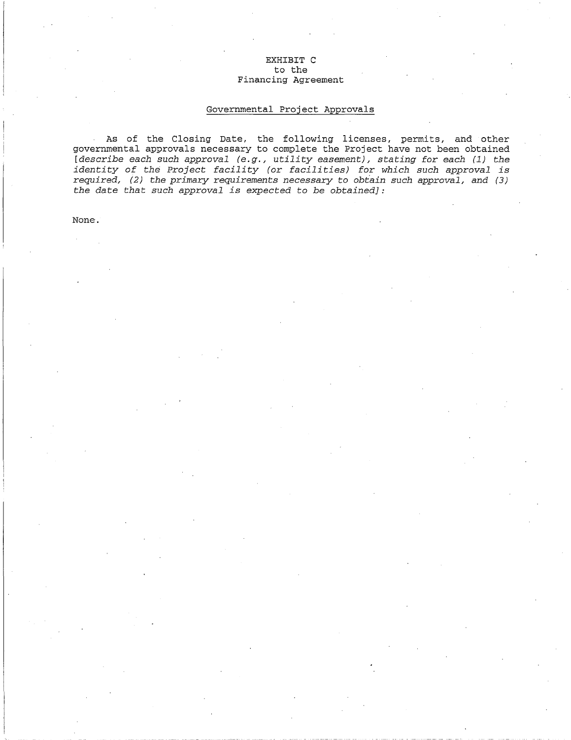EXHIBIT C
to the
Financing Agreement

Governmental Project Approvals

As of the Closing Date, the following licenses, permits, and other governmental approvals necessary to complete the Project have not been obtained [*describe each such approval (e.g., utility easement), stating for each (1) the identity of the Project facility (or facilities) for which such approval is required, (2) the primary requirements necessary to obtain such approval, and (3) the date that such approval is expected to be obtained*]:

None.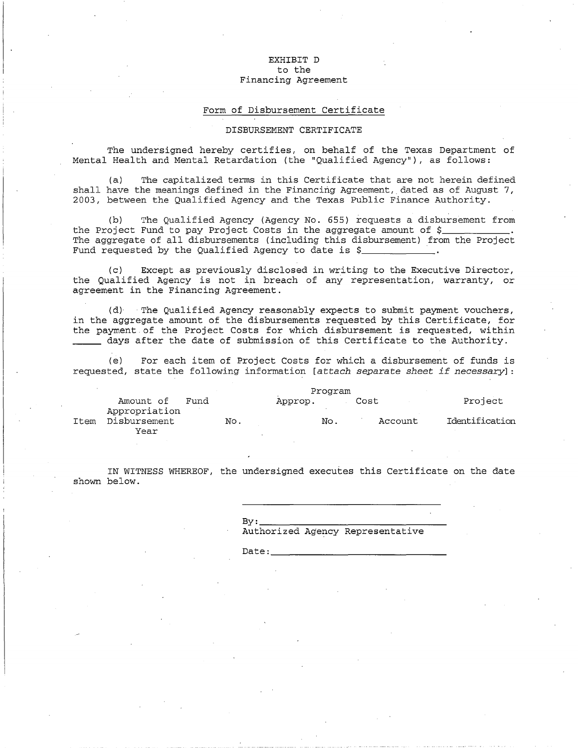EXHIBIT D
to the
Financing Agreement

## Form of Disbursement Certificate

DISBURSEMENT CERTIFICATE

The undersigned hereby certifies, on behalf of the Texas Department of Mental Health and Mental Retardation (the "Qualified Agency"), as follows:

(a) The capitalized terms in this Certificate that are not herein defined shall have the meanings defined in the Financing Agreement, dated as of August 7, 2003, between the Qualified Agency and the Texas Public Finance Authority.

(b) The Qualified Agency (Agency No. 655) requests a disbursement from the Project Fund to pay Project Costs in the aggregate amount of $\_\_\_\_\_\_\_\_\_\_\_\_. The aggregate of all disbursements (including this disbursement) from the Project Fund requested by the Qualified Agency to date is $\_\_\_\_\_\_\_\_\_\_\_\_\_.

(c) Except as previously disclosed in writing to the Executive Director, the Qualified Agency is not in breach of any representation, warranty, or agreement in the Financing Agreement.

(d) The Qualified Agency reasonably expects to submit payment vouchers, in the aggregate amount of the disbursements requested by this Certificate, for the payment of the Project Costs for which disbursement is requested, within \_\_\_\_\_ days after the date of submission of this Certificate to the Authority.

(e) For each item of Project Costs for which a disbursement of funds is requested, state the following information [*attach separate sheet if necessary*]:

| Item | Amount of Disbursement | Fund No. | Appropriation Year | Program Approp. No. | Cost Account | Project Identification |
|---|---|---|---|---|---|---|
| | | | | | | |

IN WITNESS WHEREOF, the undersigned executes this Certificate on the date shown below.

\_\_\_\_\_\_\_\_\_\_\_\_\_\_\_\_\_\_\_\_\_\_\_\_\_\_\_\_\_\_\_\_\_\_

By:\_\_\_\_\_\_\_\_\_\_\_\_\_\_\_\_\_\_\_\_\_\_\_\_\_\_\_\_\_\_\_
Authorized Agency Representative

Date:\_\_\_\_\_\_\_\_\_\_\_\_\_\_\_\_\_\_\_\_\_\_\_\_\_\_\_\_\_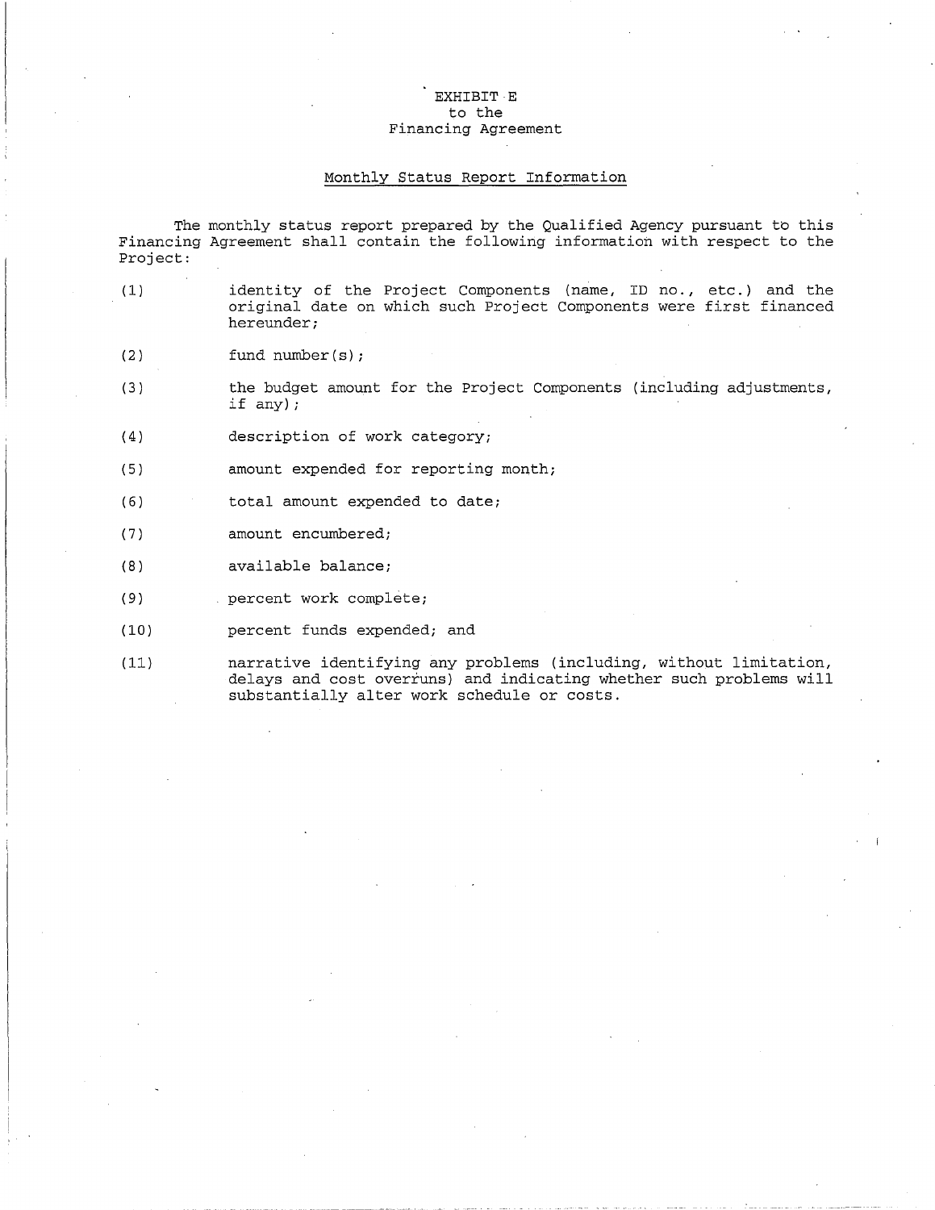EXHIBIT E
to the
Financing Agreement

## Monthly Status Report Information

The monthly status report prepared by the Qualified Agency pursuant to this Financing Agreement shall contain the following information with respect to the Project:

(1) identity of the Project Components (name, ID no., etc.) and the original date on which such Project Components were first financed hereunder;

(2) fund number(s);

(3) the budget amount for the Project Components (including adjustments, if any);

(4) description of work category;

(5) amount expended for reporting month;

(6) total amount expended to date;

(7) amount encumbered;

(8) available balance;

(9) percent work complete;

(10) percent funds expended; and

(11) narrative identifying any problems (including, without limitation, delays and cost overruns) and indicating whether such problems will substantially alter work schedule or costs.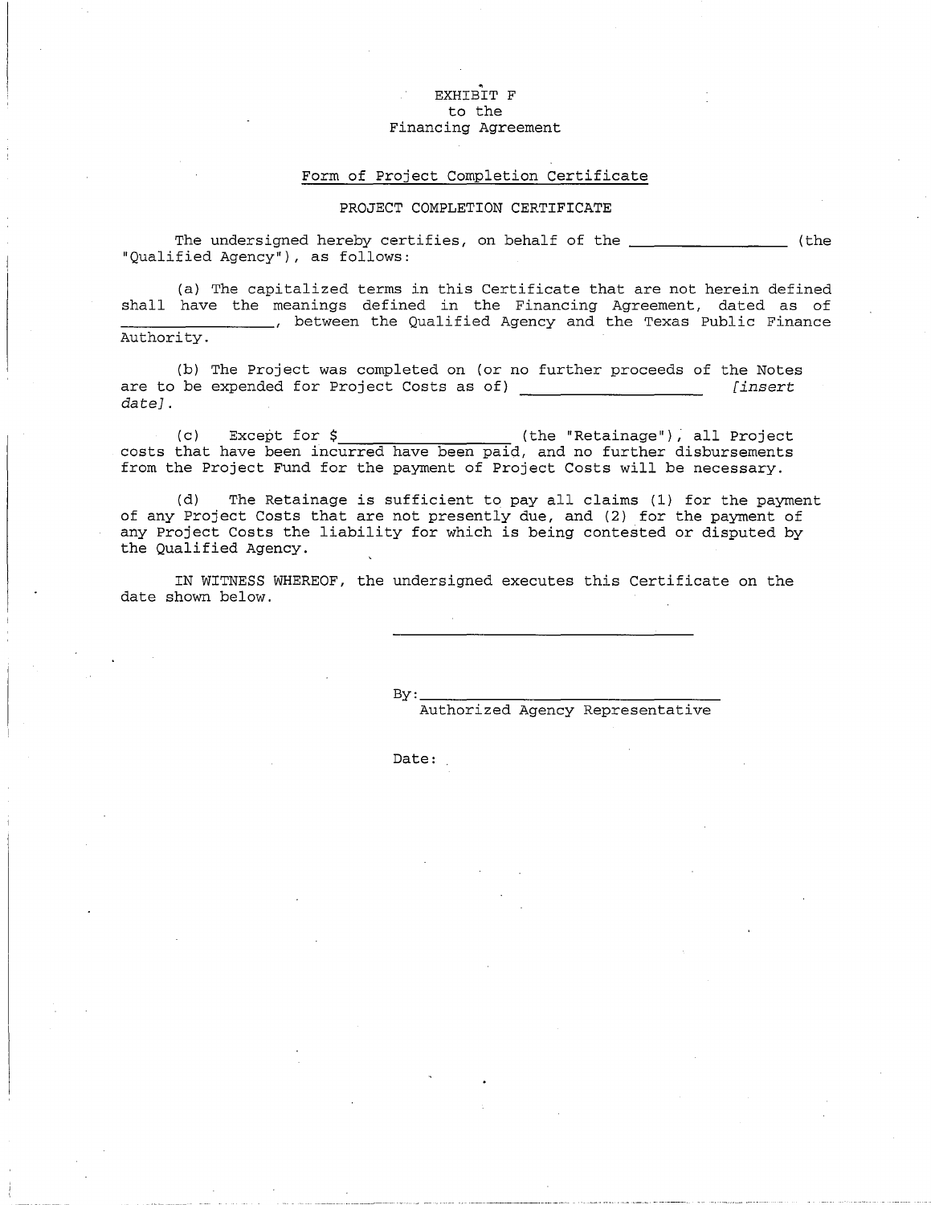EXHIBIT F
to the
Financing Agreement

Form of Project Completion Certificate

PROJECT COMPLETION CERTIFICATE

The undersigned hereby certifies, on behalf of the ________________ (the "Qualified Agency"), as follows:

(a) The capitalized terms in this Certificate that are not herein defined shall have the meanings defined in the Financing Agreement, dated as of ________________, between the Qualified Agency and the Texas Public Finance Authority.

(b) The Project was completed on (or no further proceeds of the Notes are to be expended for Project Costs as of) __________________ *[insert date]*.

(c) Except for $__________________ (the "Retainage"), all Project costs that have been incurred have been paid, and no further disbursements from the Project Fund for the payment of Project Costs will be necessary.

(d) The Retainage is sufficient to pay all claims (1) for the payment of any Project Costs that are not presently due, and (2) for the payment of any Project Costs the liability for which is being contested or disputed by the Qualified Agency.

IN WITNESS WHEREOF, the undersigned executes this Certificate on the date shown below.

________________________________

By: ________________________________
Authorized Agency Representative

Date: